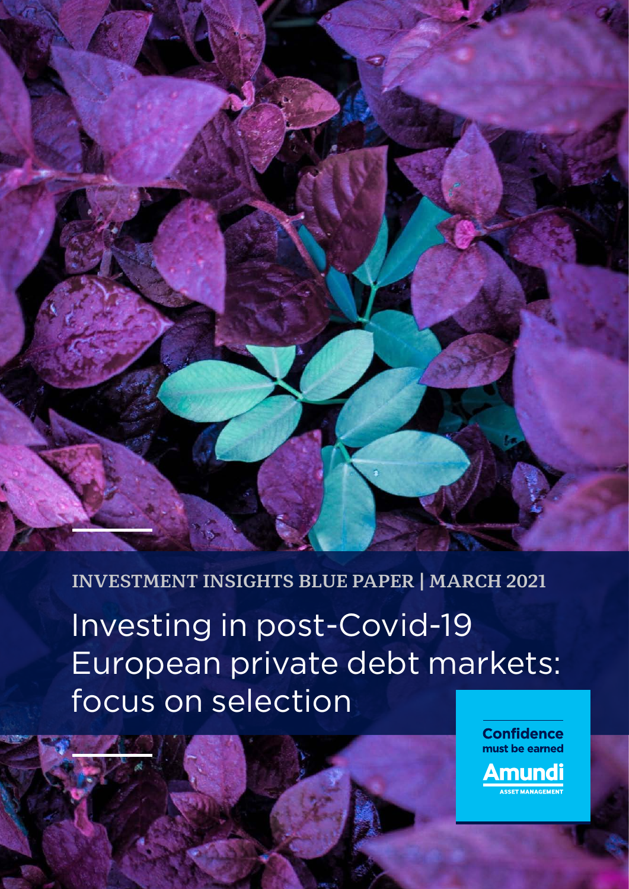INVESTMENT INSIGHTS BLUE PAPER | MARCH 2021

# Investing in post-Covid-19 European private debt markets: focus on selection

Confidence must be earned

Amundi ASSET MANAGEMENT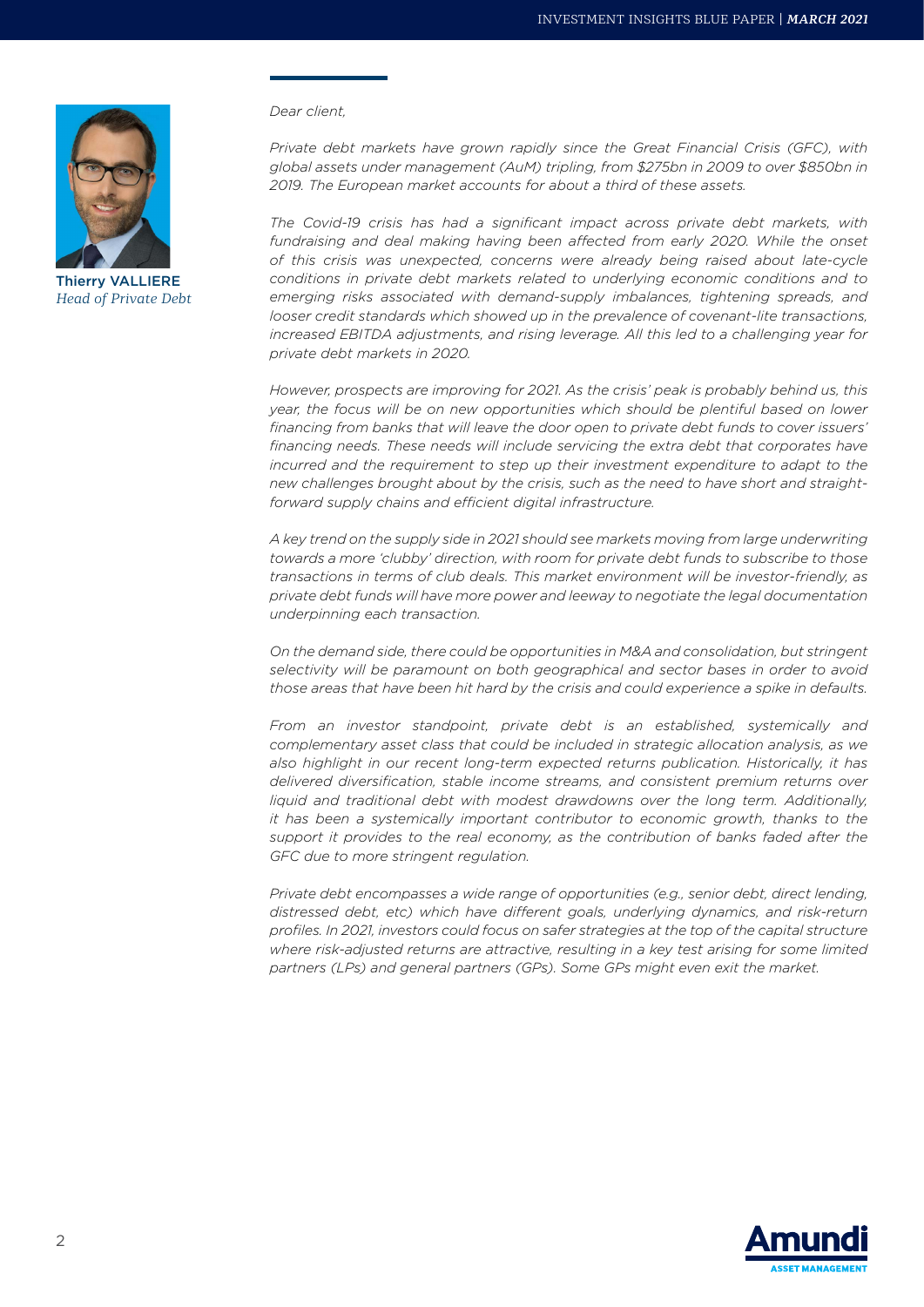Thierry VALLIERE
*Head of Private Debt*

*Dear client,*

*Private debt markets have grown rapidly since the Great Financial Crisis (GFC), with global assets under management (AuM) tripling, from $275bn in 2009 to over $850bn in 2019. The European market accounts for about a third of these assets.*

*The Covid-19 crisis has had a significant impact across private debt markets, with fundraising and deal making having been affected from early 2020. While the onset of this crisis was unexpected, concerns were already being raised about late-cycle conditions in private debt markets related to underlying economic conditions and to emerging risks associated with demand-supply imbalances, tightening spreads, and looser credit standards which showed up in the prevalence of covenant-lite transactions, increased EBITDA adjustments, and rising leverage. All this led to a challenging year for private debt markets in 2020.*

*However, prospects are improving for 2021. As the crisis' peak is probably behind us, this year, the focus will be on new opportunities which should be plentiful based on lower financing from banks that will leave the door open to private debt funds to cover issuers' financing needs. These needs will include servicing the extra debt that corporates have incurred and the requirement to step up their investment expenditure to adapt to the new challenges brought about by the crisis, such as the need to have short and straight-forward supply chains and efficient digital infrastructure.*

*A key trend on the supply side in 2021 should see markets moving from large underwriting towards a more 'clubby' direction, with room for private debt funds to subscribe to those transactions in terms of club deals. This market environment will be investor-friendly, as private debt funds will have more power and leeway to negotiate the legal documentation underpinning each transaction.*

*On the demand side, there could be opportunities in M&A and consolidation, but stringent selectivity will be paramount on both geographical and sector bases in order to avoid those areas that have been hit hard by the crisis and could experience a spike in defaults.*

*From an investor standpoint, private debt is an established, systemically and complementary asset class that could be included in strategic allocation analysis, as we also highlight in our recent long-term expected returns publication. Historically, it has delivered diversification, stable income streams, and consistent premium returns over liquid and traditional debt with modest drawdowns over the long term. Additionally, it has been a systemically important contributor to economic growth, thanks to the support it provides to the real economy, as the contribution of banks faded after the GFC due to more stringent regulation.*

*Private debt encompasses a wide range of opportunities (e.g., senior debt, direct lending, distressed debt, etc) which have different goals, underlying dynamics, and risk-return profiles. In 2021, investors could focus on safer strategies at the top of the capital structure where risk-adjusted returns are attractive, resulting in a key test arising for some limited partners (LPs) and general partners (GPs). Some GPs might even exit the market.*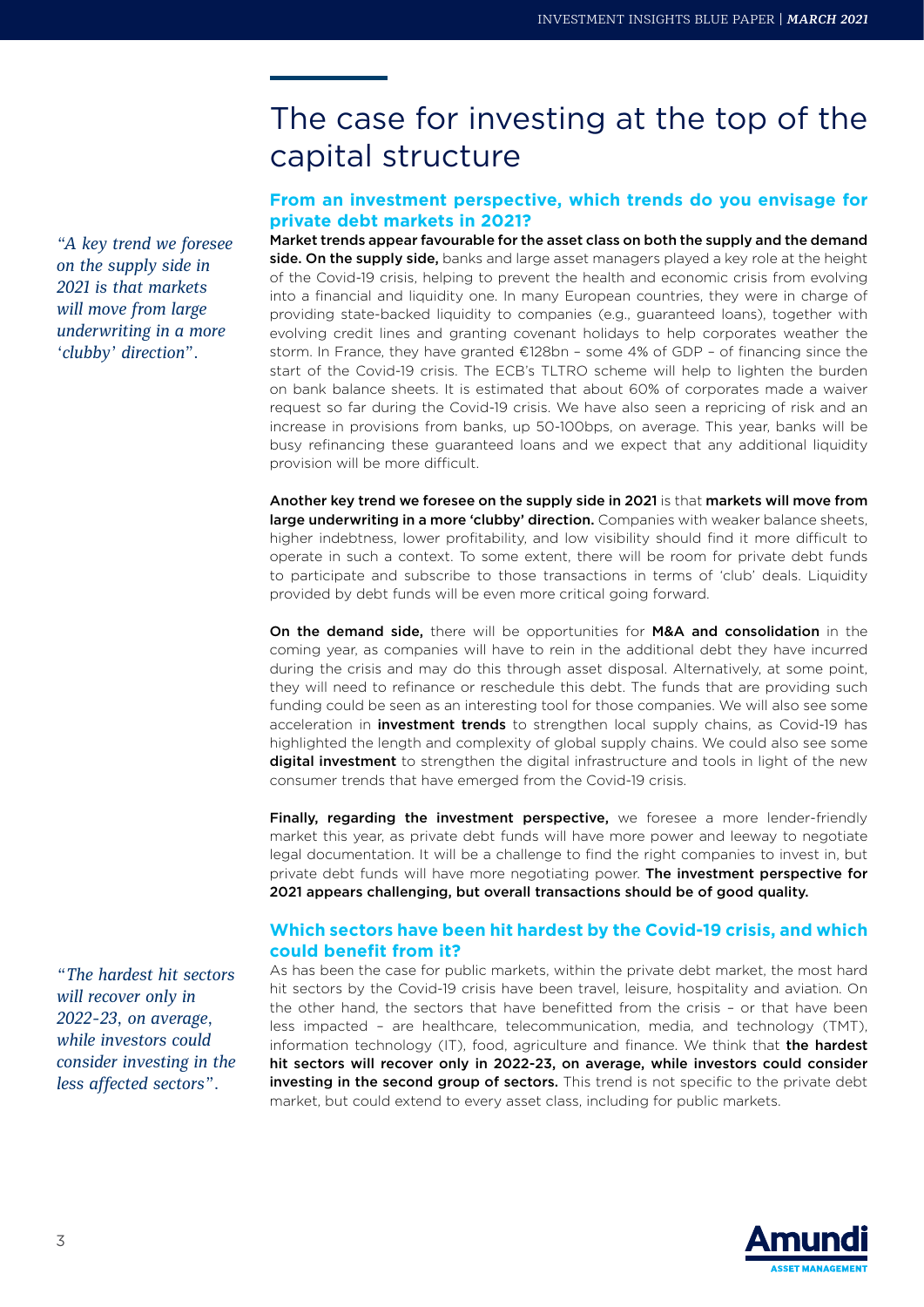# The case for investing at the top of the capital structure

*"A key trend we foresee on the supply side in 2021 is that markets will move from large underwriting in a more 'clubby' direction".*

## From an investment perspective, which trends do you envisage for private debt markets in 2021?

**Market trends appear favourable for the asset class on both the supply and the demand side. On the supply side,** banks and large asset managers played a key role at the height of the Covid-19 crisis, helping to prevent the health and economic crisis from evolving into a financial and liquidity one. In many European countries, they were in charge of providing state-backed liquidity to companies (e.g., guaranteed loans), together with evolving credit lines and granting covenant holidays to help corporates weather the storm. In France, they have granted €128bn – some 4% of GDP – of financing since the start of the Covid-19 crisis. The ECB's TLTRO scheme will help to lighten the burden on bank balance sheets. It is estimated that about 60% of corporates made a waiver request so far during the Covid-19 crisis. We have also seen a repricing of risk and an increase in provisions from banks, up 50-100bps, on average. This year, banks will be busy refinancing these guaranteed loans and we expect that any additional liquidity provision will be more difficult.

**Another key trend we foresee on the supply side in 2021** is that **markets will move from large underwriting in a more 'clubby' direction.** Companies with weaker balance sheets, higher indebtness, lower profitability, and low visibility should find it more difficult to operate in such a context. To some extent, there will be room for private debt funds to participate and subscribe to those transactions in terms of 'club' deals. Liquidity provided by debt funds will be even more critical going forward.

**On the demand side,** there will be opportunities for **M&A and consolidation** in the coming year, as companies will have to rein in the additional debt they have incurred during the crisis and may do this through asset disposal. Alternatively, at some point, they will need to refinance or reschedule this debt. The funds that are providing such funding could be seen as an interesting tool for those companies. We will also see some acceleration in **investment trends** to strengthen local supply chains, as Covid-19 has highlighted the length and complexity of global supply chains. We could also see some **digital investment** to strengthen the digital infrastructure and tools in light of the new consumer trends that have emerged from the Covid-19 crisis.

**Finally, regarding the investment perspective,** we foresee a more lender-friendly market this year, as private debt funds will have more power and leeway to negotiate legal documentation. It will be a challenge to find the right companies to invest in, but private debt funds will have more negotiating power. **The investment perspective for 2021 appears challenging, but overall transactions should be of good quality.**

*"The hardest hit sectors will recover only in 2022-23, on average, while investors could consider investing in the less affected sectors".*

## Which sectors have been hit hardest by the Covid-19 crisis, and which could benefit from it?

As has been the case for public markets, within the private debt market, the most hard hit sectors by the Covid-19 crisis have been travel, leisure, hospitality and aviation. On the other hand, the sectors that have benefitted from the crisis – or that have been less impacted – are healthcare, telecommunication, media, and technology (TMT), information technology (IT), food, agriculture and finance. We think that **the hardest hit sectors will recover only in 2022-23, on average, while investors could consider investing in the second group of sectors.** This trend is not specific to the private debt market, but could extend to every asset class, including for public markets.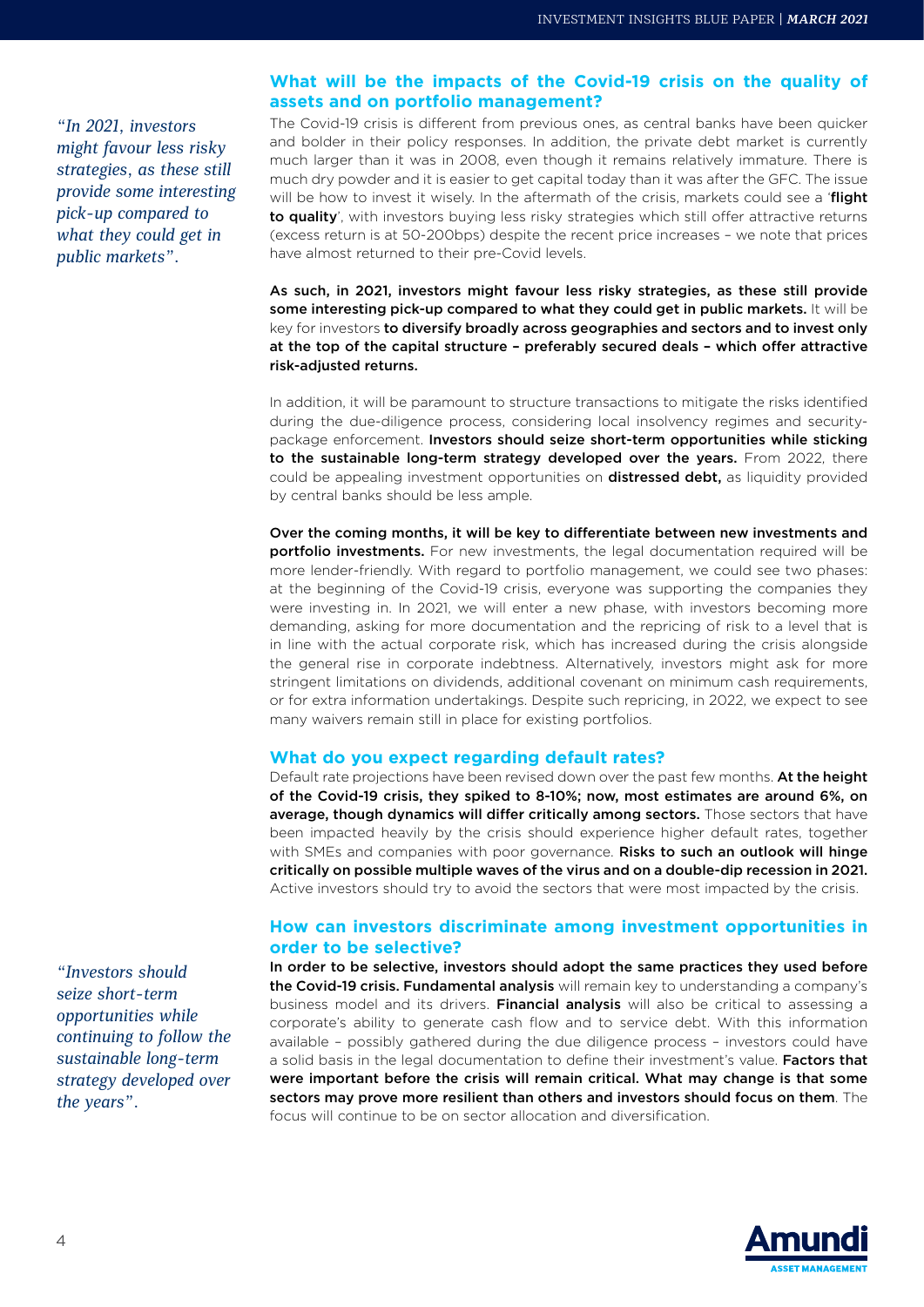## What will be the impacts of the Covid-19 crisis on the quality of assets and on portfolio management?

*"In 2021, investors might favour less risky strategies, as these still provide some interesting pick-up compared to what they could get in public markets".*

The Covid-19 crisis is different from previous ones, as central banks have been quicker and bolder in their policy responses. In addition, the private debt market is currently much larger than it was in 2008, even though it remains relatively immature. There is much dry powder and it is easier to get capital today than it was after the GFC. The issue will be how to invest it wisely. In the aftermath of the crisis, markets could see a '**flight to quality**', with investors buying less risky strategies which still offer attractive returns (excess return is at 50-200bps) despite the recent price increases – we note that prices have almost returned to their pre-Covid levels.

**As such, in 2021, investors might favour less risky strategies, as these still provide some interesting pick-up compared to what they could get in public markets.** It will be key for investors **to diversify broadly across geographies and sectors and to invest only at the top of the capital structure – preferably secured deals – which offer attractive risk-adjusted returns.**

In addition, it will be paramount to structure transactions to mitigate the risks identified during the due-diligence process, considering local insolvency regimes and security-package enforcement. **Investors should seize short-term opportunities while sticking to the sustainable long-term strategy developed over the years.** From 2022, there could be appealing investment opportunities on **distressed debt,** as liquidity provided by central banks should be less ample.

**Over the coming months, it will be key to differentiate between new investments and portfolio investments.** For new investments, the legal documentation required will be more lender-friendly. With regard to portfolio management, we could see two phases: at the beginning of the Covid-19 crisis, everyone was supporting the companies they were investing in. In 2021, we will enter a new phase, with investors becoming more demanding, asking for more documentation and the repricing of risk to a level that is in line with the actual corporate risk, which has increased during the crisis alongside the general rise in corporate indebtness. Alternatively, investors might ask for more stringent limitations on dividends, additional covenant on minimum cash requirements, or for extra information undertakings. Despite such repricing, in 2022, we expect to see many waivers remain still in place for existing portfolios.

## What do you expect regarding default rates?

Default rate projections have been revised down over the past few months. **At the height of the Covid-19 crisis, they spiked to 8-10%; now, most estimates are around 6%, on average, though dynamics will differ critically among sectors.** Those sectors that have been impacted heavily by the crisis should experience higher default rates, together with SMEs and companies with poor governance. **Risks to such an outlook will hinge critically on possible multiple waves of the virus and on a double-dip recession in 2021.** Active investors should try to avoid the sectors that were most impacted by the crisis.

## How can investors discriminate among investment opportunities in order to be selective?

*"Investors should seize short-term opportunities while continuing to follow the sustainable long-term strategy developed over the years".*

**In order to be selective, investors should adopt the same practices they used before the Covid-19 crisis. Fundamental analysis** will remain key to understanding a company's business model and its drivers. **Financial analysis** will also be critical to assessing a corporate's ability to generate cash flow and to service debt. With this information available – possibly gathered during the due diligence process – investors could have a solid basis in the legal documentation to define their investment's value. **Factors that were important before the crisis will remain critical. What may change is that some sectors may prove more resilient than others and investors should focus on them**. The focus will continue to be on sector allocation and diversification.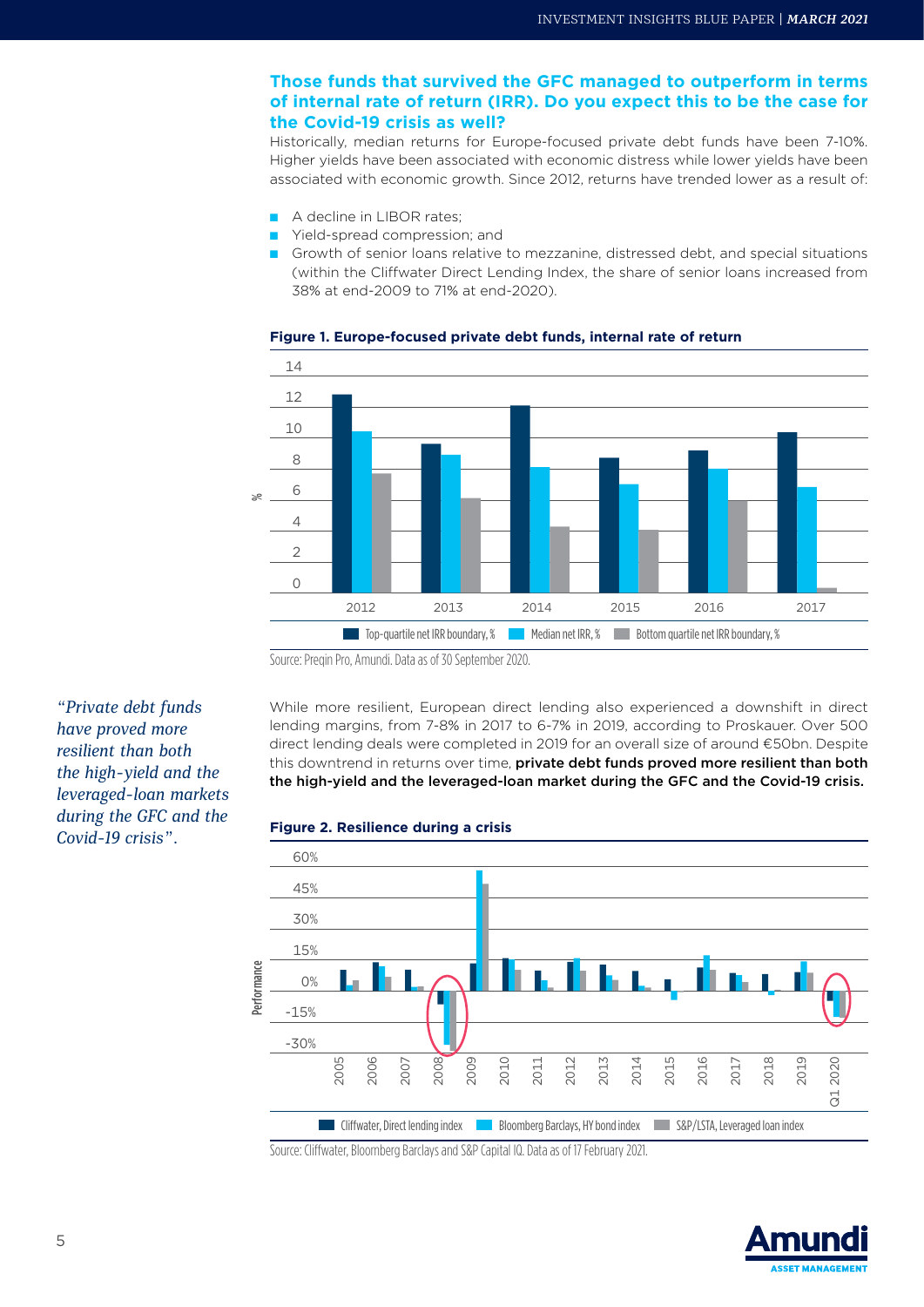### Those funds that survived the GFC managed to outperform in terms of internal rate of return (IRR). Do you expect this to be the case for the Covid-19 crisis as well?

Historically, median returns for Europe-focused private debt funds have been 7-10%. Higher yields have been associated with economic distress while lower yields have been associated with economic growth. Since 2012, returns have trended lower as a result of:

- A decline in LIBOR rates;
- Yield-spread compression; and
- Growth of senior loans relative to mezzanine, distressed debt, and special situations (within the Cliffwater Direct Lending Index, the share of senior loans increased from 38% at end-2009 to 71% at end-2020).

**Figure 1. Europe-focused private debt funds, internal rate of return**

Source: Preqin Pro, Amundi. Data as of 30 September 2020.

*"Private debt funds have proved more resilient than both the high-yield and the leveraged-loan markets during the GFC and the Covid-19 crisis".*

While more resilient, European direct lending also experienced a downshift in direct lending margins, from 7-8% in 2017 to 6-7% in 2019, according to Proskauer. Over 500 direct lending deals were completed in 2019 for an overall size of around €50bn. Despite this downtrend in returns over time, **private debt funds proved more resilient than both the high-yield and the leveraged-loan market during the GFC and the Covid-19 crisis.**

**Figure 2. Resilience during a crisis**

Source: Cliffwater, Bloomberg Barclays and S&P Capital IQ. Data as of 17 February 2021.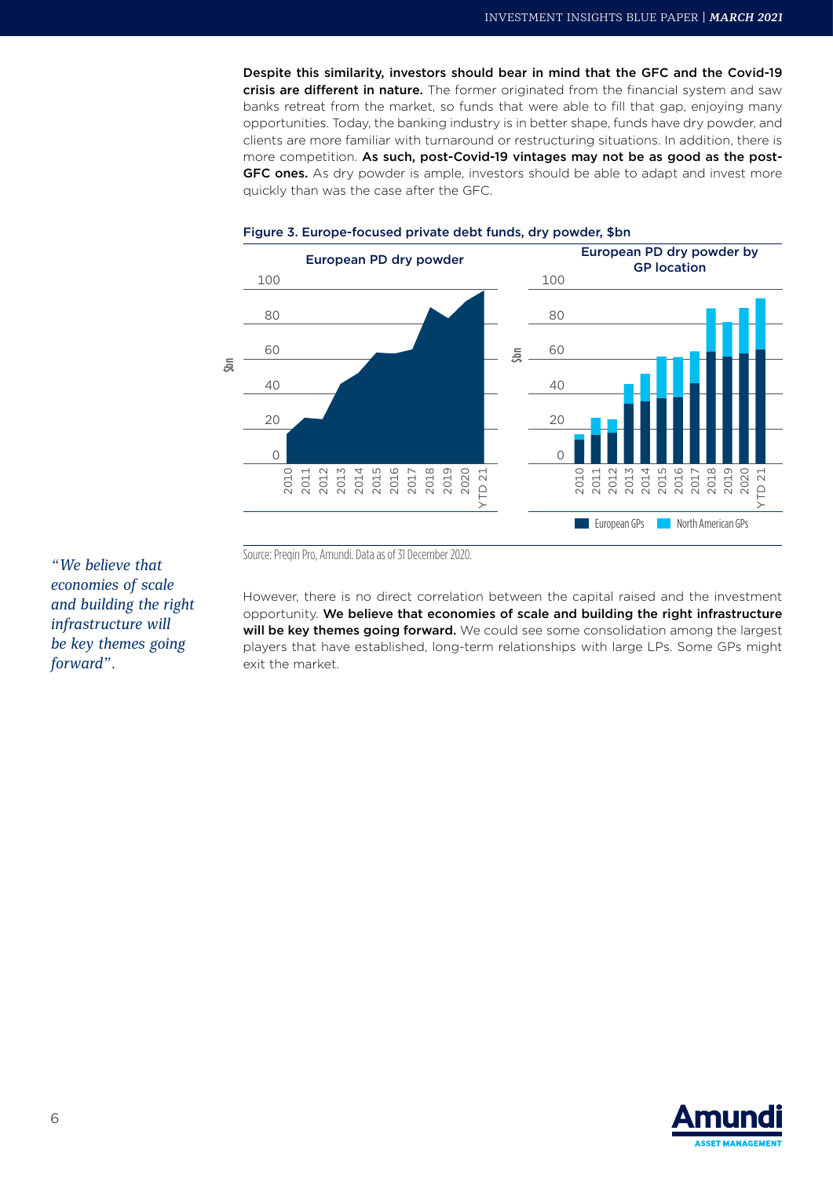**Despite this similarity, investors should bear in mind that the GFC and the Covid-19 crisis are different in nature.** The former originated from the financial system and saw banks retreat from the market, so funds that were able to fill that gap, enjoying many opportunities. Today, the banking industry is in better shape, funds have dry powder, and clients are more familiar with turnaround or restructuring situations. In addition, there is more competition. **As such, post-Covid-19 vintages may not be as good as the post-GFC ones.** As dry powder is ample, investors should be able to adapt and invest more quickly than was the case after the GFC.

**Figure 3. Europe-focused private debt funds, dry powder, $bn**

Source: Preqin Pro, Amundi. Data as of 31 December 2020.

*"We believe that economies of scale and building the right infrastructure will be key themes going forward".*

However, there is no direct correlation between the capital raised and the investment opportunity. **We believe that economies of scale and building the right infrastructure will be key themes going forward.** We could see some consolidation among the largest players that have established, long-term relationships with large LPs. Some GPs might exit the market.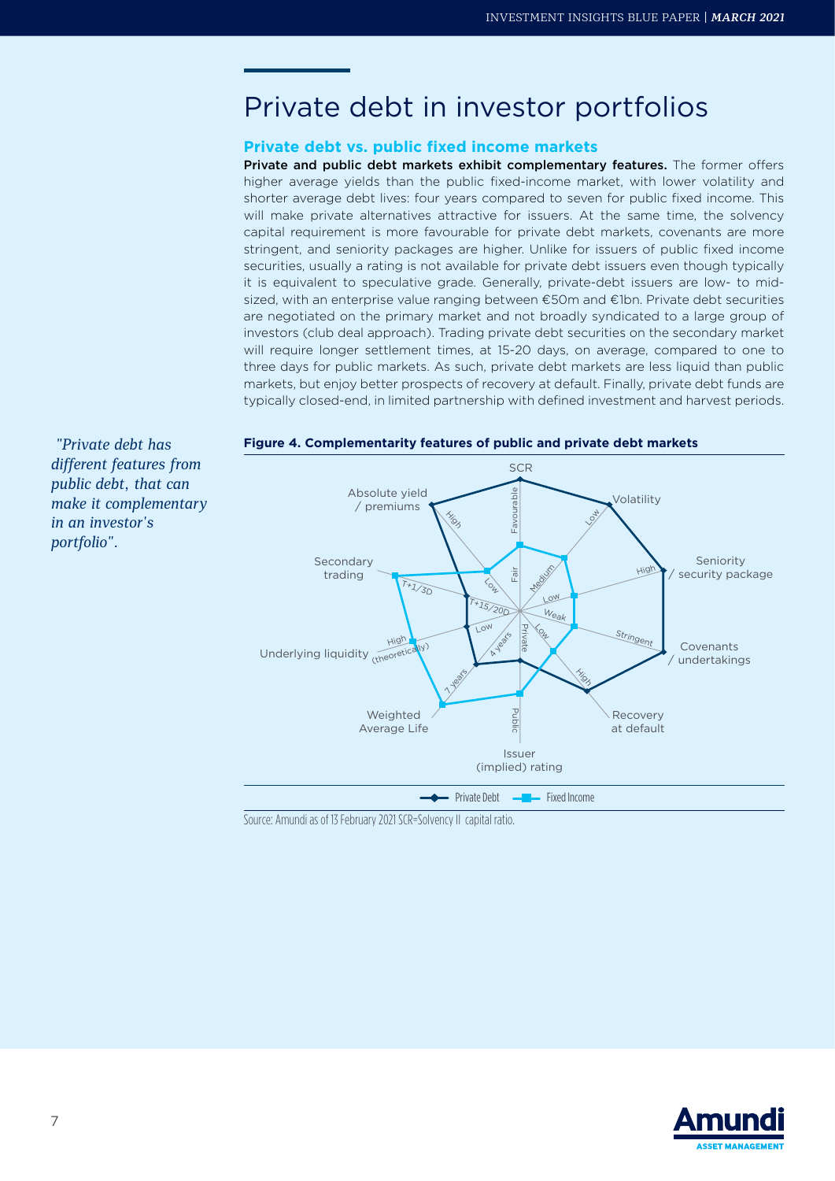# Private debt in investor portfolios

## Private debt vs. public fixed income markets

**Private and public debt markets exhibit complementary features.** The former offers higher average yields than the public fixed-income market, with lower volatility and shorter average debt lives: four years compared to seven for public fixed income. This will make private alternatives attractive for issuers. At the same time, the solvency capital requirement is more favourable for private debt markets, covenants are more stringent, and seniority packages are higher. Unlike for issuers of public fixed income securities, usually a rating is not available for private debt issuers even though typically it is equivalent to speculative grade. Generally, private-debt issuers are low- to mid-sized, with an enterprise value ranging between €50m and €1bn. Private debt securities are negotiated on the primary market and not broadly syndicated to a large group of investors (club deal approach). Trading private debt securities on the secondary market will require longer settlement times, at 15-20 days, on average, compared to one to three days for public markets. As such, private debt markets are less liquid than public markets, but enjoy better prospects of recovery at default. Finally, private debt funds are typically closed-end, in limited partnership with defined investment and harvest periods.

*"Private debt has different features from public debt, that can make it complementary in an investor's portfolio".*

**Figure 4. Complementarity features of public and private debt markets**

Source: Amundi as of 13 February 2021 SCR=Solvency II capital ratio.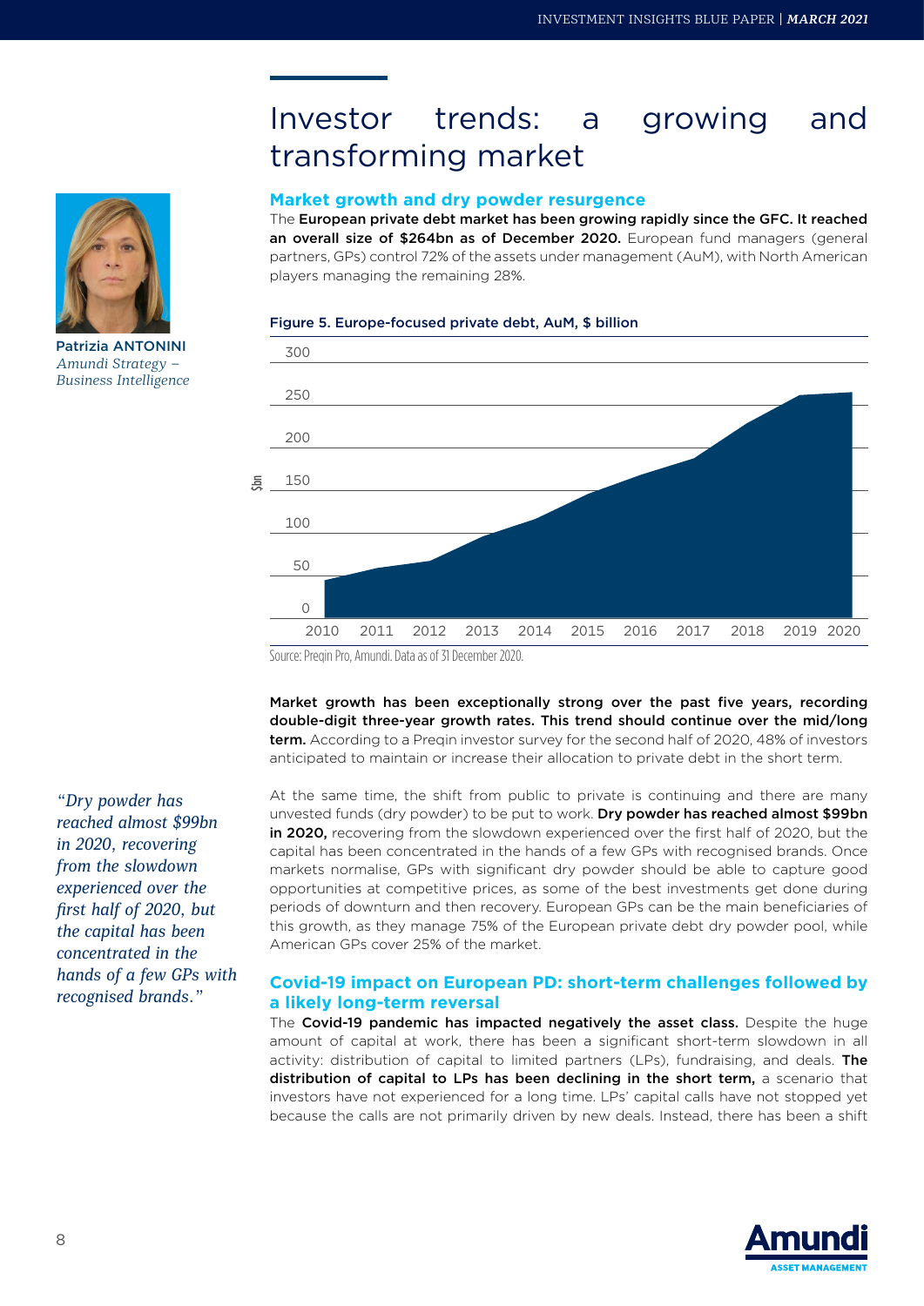# Investor trends: a growing and transforming market

Patrizia ANTONINI
*Amundi Strategy – Business Intelligence*

## Market growth and dry powder resurgence

The **European private debt market has been growing rapidly since the GFC. It reached an overall size of $264bn as of December 2020.** European fund managers (general partners, GPs) control 72% of the assets under management (AuM), with North American players managing the remaining 28%.

**Figure 5. Europe-focused private debt, AuM, $ billion**

Source: Preqin Pro, Amundi. Data as of 31 December 2020.

**Market growth has been exceptionally strong over the past five years, recording double-digit three-year growth rates. This trend should continue over the mid/long term.** According to a Preqin investor survey for the second half of 2020, 48% of investors anticipated to maintain or increase their allocation to private debt in the short term.

*"Dry powder has reached almost $99bn in 2020, recovering from the slowdown experienced over the first half of 2020, but the capital has been concentrated in the hands of a few GPs with recognised brands."*

At the same time, the shift from public to private is continuing and there are many unvested funds (dry powder) to be put to work. **Dry powder has reached almost $99bn in 2020,** recovering from the slowdown experienced over the first half of 2020, but the capital has been concentrated in the hands of a few GPs with recognised brands. Once markets normalise, GPs with significant dry powder should be able to capture good opportunities at competitive prices, as some of the best investments get done during periods of downturn and then recovery. European GPs can be the main beneficiaries of this growth, as they manage 75% of the European private debt dry powder pool, while American GPs cover 25% of the market.

## Covid-19 impact on European PD: short-term challenges followed by a likely long-term reversal

The **Covid-19 pandemic has impacted negatively the asset class.** Despite the huge amount of capital at work, there has been a significant short-term slowdown in all activity: distribution of capital to limited partners (LPs), fundraising, and deals. **The distribution of capital to LPs has been declining in the short term,** a scenario that investors have not experienced for a long time. LPs' capital calls have not stopped yet because the calls are not primarily driven by new deals. Instead, there has been a shift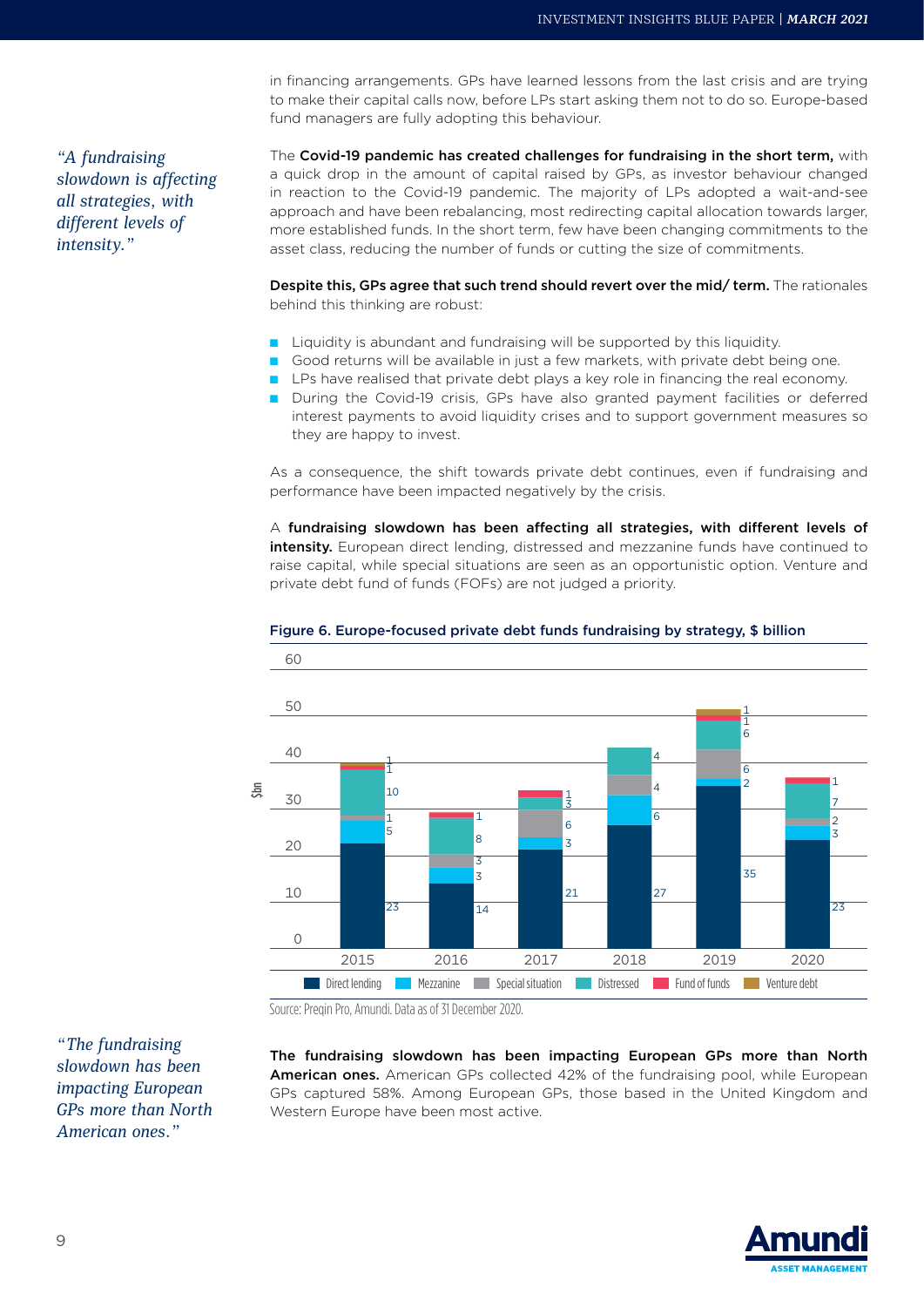in financing arrangements. GPs have learned lessons from the last crisis and are trying to make their capital calls now, before LPs start asking them not to do so. Europe-based fund managers are fully adopting this behaviour.

*"A fundraising slowdown is affecting all strategies, with different levels of intensity."*

The **Covid-19 pandemic has created challenges for fundraising in the short term,** with a quick drop in the amount of capital raised by GPs, as investor behaviour changed in reaction to the Covid-19 pandemic. The majority of LPs adopted a wait-and-see approach and have been rebalancing, most redirecting capital allocation towards larger, more established funds. In the short term, few have been changing commitments to the asset class, reducing the number of funds or cutting the size of commitments.

**Despite this, GPs agree that such trend should revert over the mid/ term.** The rationales behind this thinking are robust:

- Liquidity is abundant and fundraising will be supported by this liquidity.
- Good returns will be available in just a few markets, with private debt being one.
- LPs have realised that private debt plays a key role in financing the real economy.
- During the Covid-19 crisis, GPs have also granted payment facilities or deferred interest payments to avoid liquidity crises and to support government measures so they are happy to invest.

As a consequence, the shift towards private debt continues, even if fundraising and performance have been impacted negatively by the crisis.

A **fundraising slowdown has been affecting all strategies, with different levels of intensity.** European direct lending, distressed and mezzanine funds have continued to raise capital, while special situations are seen as an opportunistic option. Venture and private debt fund of funds (FOFs) are not judged a priority.

**Figure 6. Europe-focused private debt funds fundraising by strategy, $ billion**

| $bn | 2015 | 2016 | 2017 | 2018 | 2019 | 2020 |
|---|---|---|---|---|---|---|
| Direct lending | 23 | 14 | 21 | 27 | 35 | 23 |
| Mezzanine | 5 | 3 | 3 | 6 | 2 | 3 |
| Special situation | 1 | 3 | 6 | 4 | 6 | 2 |
| Distressed | 10 | 8 | 3 | 4 | 6 | 7 |
| Fund of funds | 1 | 1 | 1 | | 1 | 1 |
| Venture debt | 1 | | | | 1 | |

Source: Preqin Pro, Amundi. Data as of 31 December 2020.

*"The fundraising slowdown has been impacting European GPs more than North American ones."*

**The fundraising slowdown has been impacting European GPs more than North American ones.** American GPs collected 42% of the fundraising pool, while European GPs captured 58%. Among European GPs, those based in the United Kingdom and Western Europe have been most active.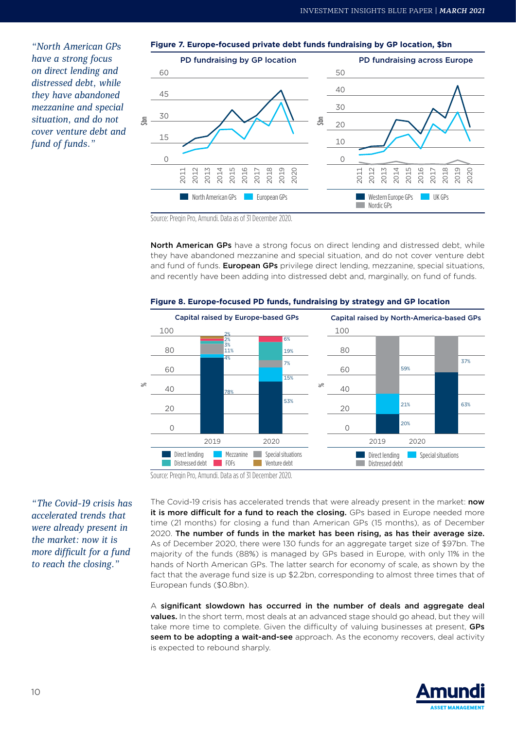*"North American GPs have a strong focus on direct lending and distressed debt, while they have abandoned mezzanine and special situation, and do not cover venture debt and fund of funds."*

**Figure 7. Europe-focused private debt funds fundraising by GP location, $bn**

PD fundraising by GP location | PD fundraising across Europe

Legend: North American GPs, European GPs | Western Europe GPs, UK GPs, Nordic GPs

Source: Preqin Pro, Amundi. Data as of 31 December 2020.

**North American GPs** have a strong focus on direct lending and distressed debt, while they have abandoned mezzanine and special situation, and do not cover venture debt and fund of funds. **European GPs** privilege direct lending, mezzanine, special situations, and recently have been adding into distressed debt and, marginally, on fund of funds.

**Figure 8. Europe-focused PD funds, fundraising by strategy and GP location**

Capital raised by Europe-based GPs (%)

| Strategy | 2019 | 2020 |
|---|---|---|
| Direct lending | 78% | 53% |
| Mezzanine | 4% | 15% |
| Special situations | 11% | 7% |
| Distressed debt | 3% | 19% |
| FOFs | 2% | 6% |
| Venture debt | 2% | |

Capital raised by North-America-based GPs (%)

| Strategy | 2019 | 2020 |
|---|---|---|
| Direct lending | 20% | 63% |
| Special situations | 21% | |
| Distressed debt | 59% | 37% |

Source: Preqin Pro, Amundi. Data as of 31 December 2020.

*"The Covid-19 crisis has accelerated trends that were already present in the market: now it is more difficult for a fund to reach the closing."*

The Covid-19 crisis has accelerated trends that were already present in the market: **now it is more difficult for a fund to reach the closing.** GPs based in Europe needed more time (21 months) for closing a fund than American GPs (15 months), as of December 2020. **The number of funds in the market has been rising, as has their average size.** As of December 2020, there were 130 funds for an aggregate target size of $97bn. The majority of the funds (88%) is managed by GPs based in Europe, with only 11% in the hands of North American GPs. The latter search for economy of scale, as shown by the fact that the average fund size is up $2.2bn, corresponding to almost three times that of European funds ($0.8bn).

A **significant slowdown has occurred in the number of deals and aggregate deal values.** In the short term, most deals at an advanced stage should go ahead, but they will take more time to complete. Given the difficulty of valuing businesses at present, **GPs seem to be adopting a wait-and-see** approach. As the economy recovers, deal activity is expected to rebound sharply.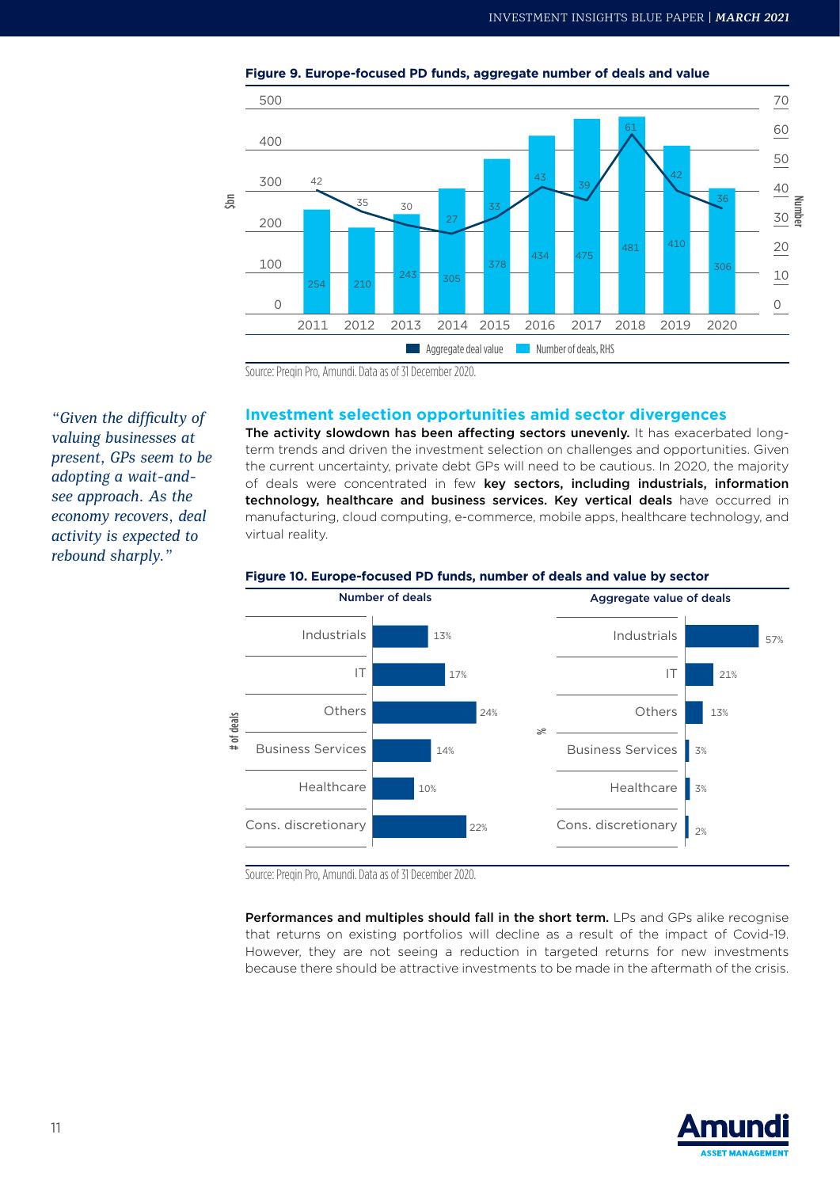**Figure 9. Europe-focused PD funds, aggregate number of deals and value**

| Year | 2011 | 2012 | 2013 | 2014 | 2015 | 2016 | 2017 | 2018 | 2019 | 2020 |
|---|---|---|---|---|---|---|---|---|---|---|
| Aggregate deal value | 42 | 35 | 30 | 27 | 33 | 43 | 39 | 61 | 42 | 36 |
| Number of deals, RHS | 254 | 210 | 243 | 305 | 378 | 434 | 475 | 481 | 410 | 306 |

Source: Preqin Pro, Amundi. Data as of 31 December 2020.

*"Given the difficulty of valuing businesses at present, GPs seem to be adopting a wait-and-see approach. As the economy recovers, deal activity is expected to rebound sharply."*

## Investment selection opportunities amid sector divergences

**The activity slowdown has been affecting sectors unevenly.** It has exacerbated long-term trends and driven the investment selection on challenges and opportunities. Given the current uncertainty, private debt GPs will need to be cautious. In 2020, the majority of deals were concentrated in few **key sectors, including industrials, information technology, healthcare and business services. Key vertical deals** have occurred in manufacturing, cloud computing, e-commerce, mobile apps, healthcare technology, and virtual reality.

**Figure 10. Europe-focused PD funds, number of deals and value by sector**

| Sector | Number of deals (# of deals) | Aggregate value of deals (%) |
|---|---|---|
| Industrials | 13% | 57% |
| IT | 17% | 21% |
| Others | 24% | 13% |
| Business Services | 14% | 3% |
| Healthcare | 10% | 3% |
| Cons. discretionary | 22% | 2% |

Source: Preqin Pro, Amundi. Data as of 31 December 2020.

**Performances and multiples should fall in the short term.** LPs and GPs alike recognise that returns on existing portfolios will decline as a result of the impact of Covid-19. However, they are not seeing a reduction in targeted returns for new investments because there should be attractive investments to be made in the aftermath of the crisis.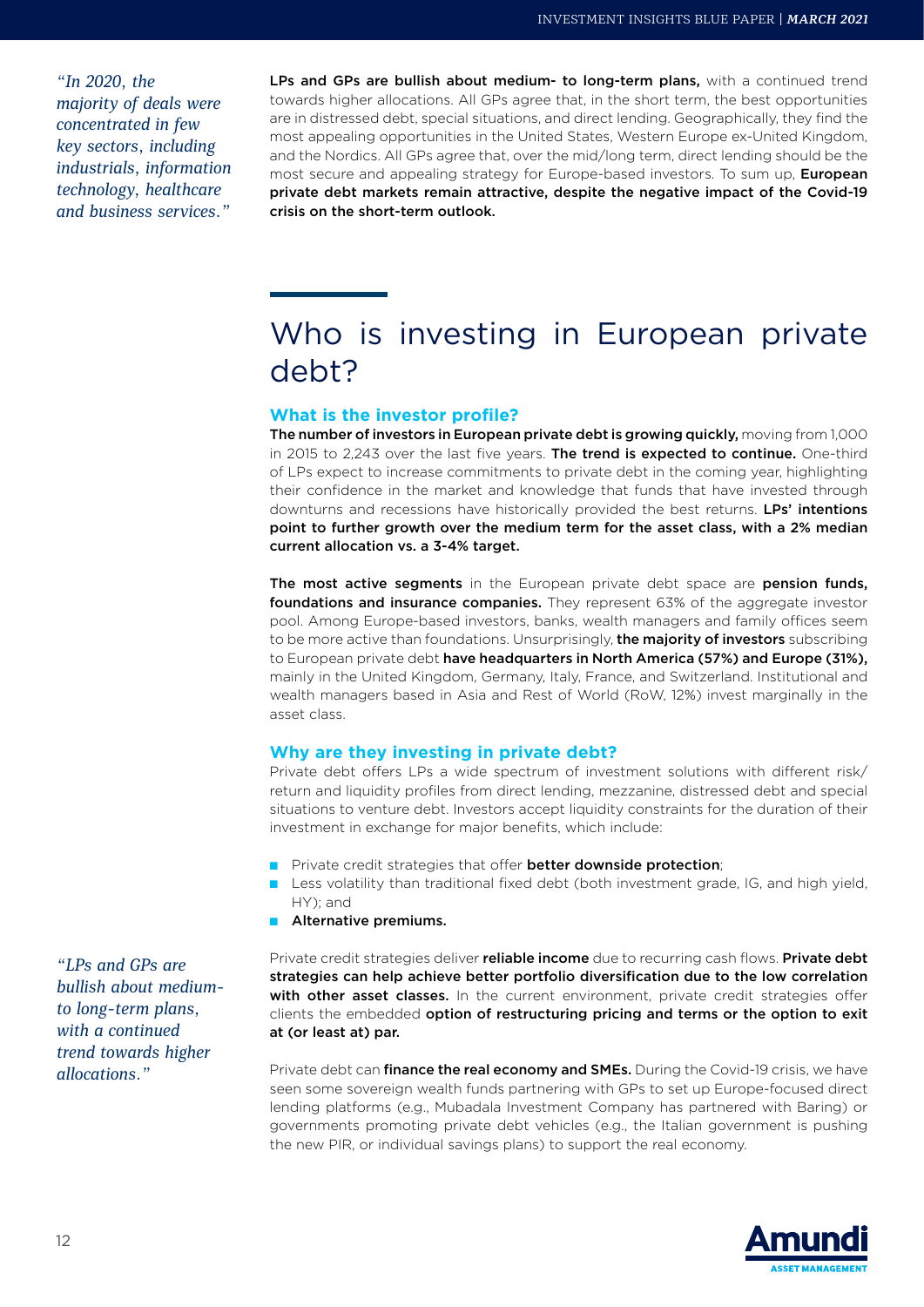*"In 2020, the majority of deals were concentrated in few key sectors, including industrials, information technology, healthcare and business services."*

**LPs and GPs are bullish about medium- to long-term plans,** with a continued trend towards higher allocations. All GPs agree that, in the short term, the best opportunities are in distressed debt, special situations, and direct lending. Geographically, they find the most appealing opportunities in the United States, Western Europe ex-United Kingdom, and the Nordics. All GPs agree that, over the mid/long term, direct lending should be the most secure and appealing strategy for Europe-based investors. To sum up, **European private debt markets remain attractive, despite the negative impact of the Covid-19 crisis on the short-term outlook.**

# Who is investing in European private debt?

## What is the investor profile?

**The number of investors in European private debt is growing quickly,** moving from 1,000 in 2015 to 2,243 over the last five years. **The trend is expected to continue.** One-third of LPs expect to increase commitments to private debt in the coming year, highlighting their confidence in the market and knowledge that funds that have invested through downturns and recessions have historically provided the best returns. **LPs' intentions point to further growth over the medium term for the asset class, with a 2% median current allocation vs. a 3-4% target.**

**The most active segments** in the European private debt space are **pension funds, foundations and insurance companies.** They represent 63% of the aggregate investor pool. Among Europe-based investors, banks, wealth managers and family offices seem to be more active than foundations. Unsurprisingly, **the majority of investors** subscribing to European private debt **have headquarters in North America (57%) and Europe (31%),** mainly in the United Kingdom, Germany, Italy, France, and Switzerland. Institutional and wealth managers based in Asia and Rest of World (RoW, 12%) invest marginally in the asset class.

## Why are they investing in private debt?

Private debt offers LPs a wide spectrum of investment solutions with different risk/return and liquidity profiles from direct lending, mezzanine, distressed debt and special situations to venture debt. Investors accept liquidity constraints for the duration of their investment in exchange for major benefits, which include:

- Private credit strategies that offer **better downside protection**;
- Less volatility than traditional fixed debt (both investment grade, IG, and high yield, HY); and
- **Alternative premiums.**

*"LPs and GPs are bullish about medium-to long-term plans, with a continued trend towards higher allocations."*

Private credit strategies deliver **reliable income** due to recurring cash flows. **Private debt strategies can help achieve better portfolio diversification due to the low correlation with other asset classes.** In the current environment, private credit strategies offer clients the embedded **option of restructuring pricing and terms or the option to exit at (or least at) par.**

Private debt can **finance the real economy and SMEs.** During the Covid-19 crisis, we have seen some sovereign wealth funds partnering with GPs to set up Europe-focused direct lending platforms (e.g., Mubadala Investment Company has partnered with Baring) or governments promoting private debt vehicles (e.g., the Italian government is pushing the new PIR, or individual savings plans) to support the real economy.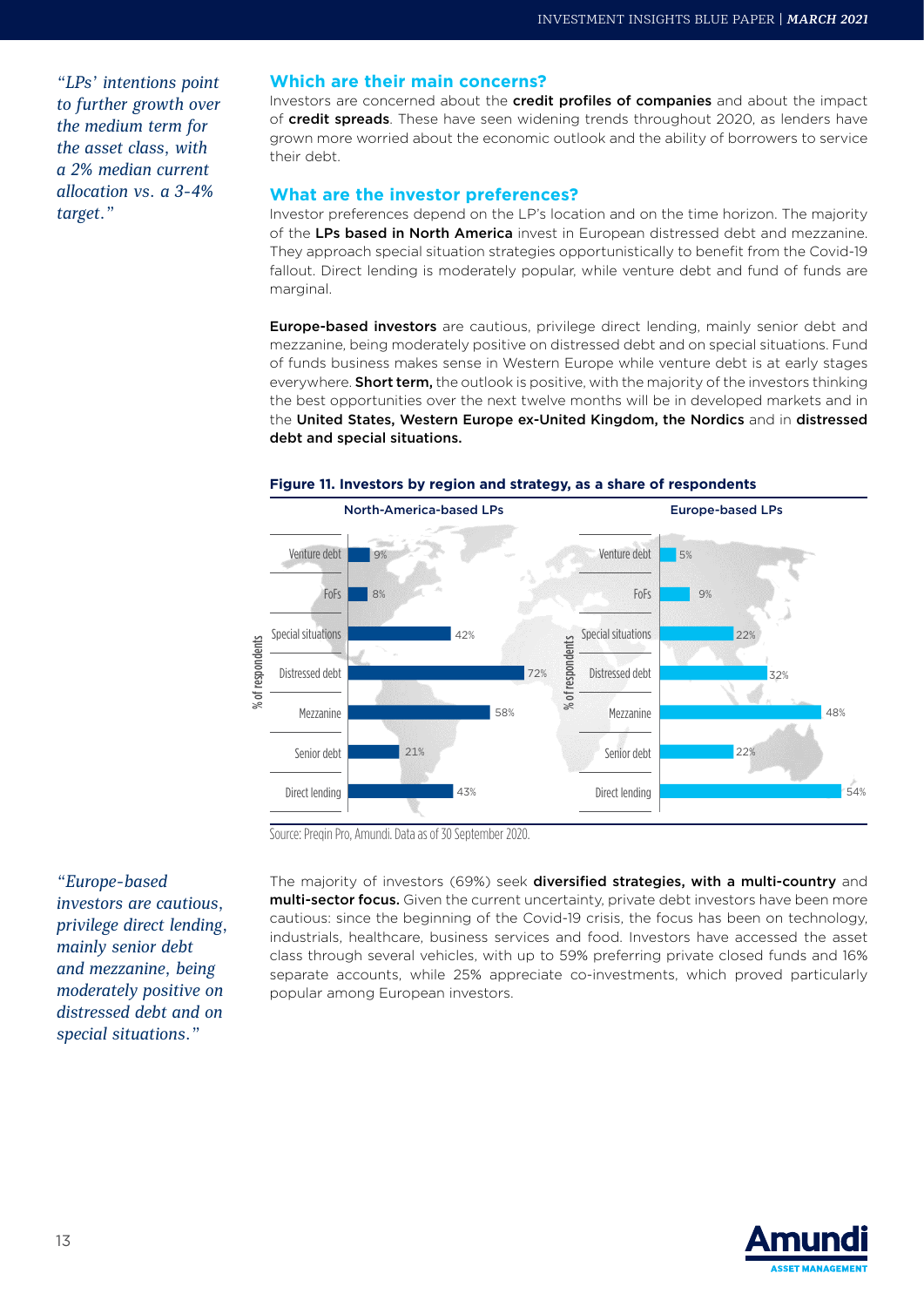*"LPs' intentions point to further growth over the medium term for the asset class, with a 2% median current allocation vs. a 3-4% target."*

## Which are their main concerns?

Investors are concerned about the **credit profiles of companies** and about the impact of **credit spreads**. These have seen widening trends throughout 2020, as lenders have grown more worried about the economic outlook and the ability of borrowers to service their debt.

## What are the investor preferences?

Investor preferences depend on the LP's location and on the time horizon. The majority of the **LPs based in North America** invest in European distressed debt and mezzanine. They approach special situation strategies opportunistically to benefit from the Covid-19 fallout. Direct lending is moderately popular, while venture debt and fund of funds are marginal.

**Europe-based investors** are cautious, privilege direct lending, mainly senior debt and mezzanine, being moderately positive on distressed debt and on special situations. Fund of funds business makes sense in Western Europe while venture debt is at early stages everywhere. **Short term,** the outlook is positive, with the majority of the investors thinking the best opportunities over the next twelve months will be in developed markets and in the **United States, Western Europe ex-United Kingdom, the Nordics** and in **distressed debt and special situations.**

**Figure 11. Investors by region and strategy, as a share of respondents**

| Strategy (% of respondents) | North-America-based LPs | Europe-based LPs |
|---|---|---|
| Venture debt | 9% | 5% |
| FoFs | 8% | 9% |
| Special situations | 42% | 22% |
| Distressed debt | 72% | 32% |
| Mezzanine | 58% | 48% |
| Senior debt | 21% | 22% |
| Direct lending | 43% | 54% |

Source: Preqin Pro, Amundi. Data as of 30 September 2020.

*"Europe-based investors are cautious, privilege direct lending, mainly senior debt and mezzanine, being moderately positive on distressed debt and on special situations."*

The majority of investors (69%) seek **diversified strategies, with a multi-country** and **multi-sector focus.** Given the current uncertainty, private debt investors have been more cautious: since the beginning of the Covid-19 crisis, the focus has been on technology, industrials, healthcare, business services and food. Investors have accessed the asset class through several vehicles, with up to 59% preferring private closed funds and 16% separate accounts, while 25% appreciate co-investments, which proved particularly popular among European investors.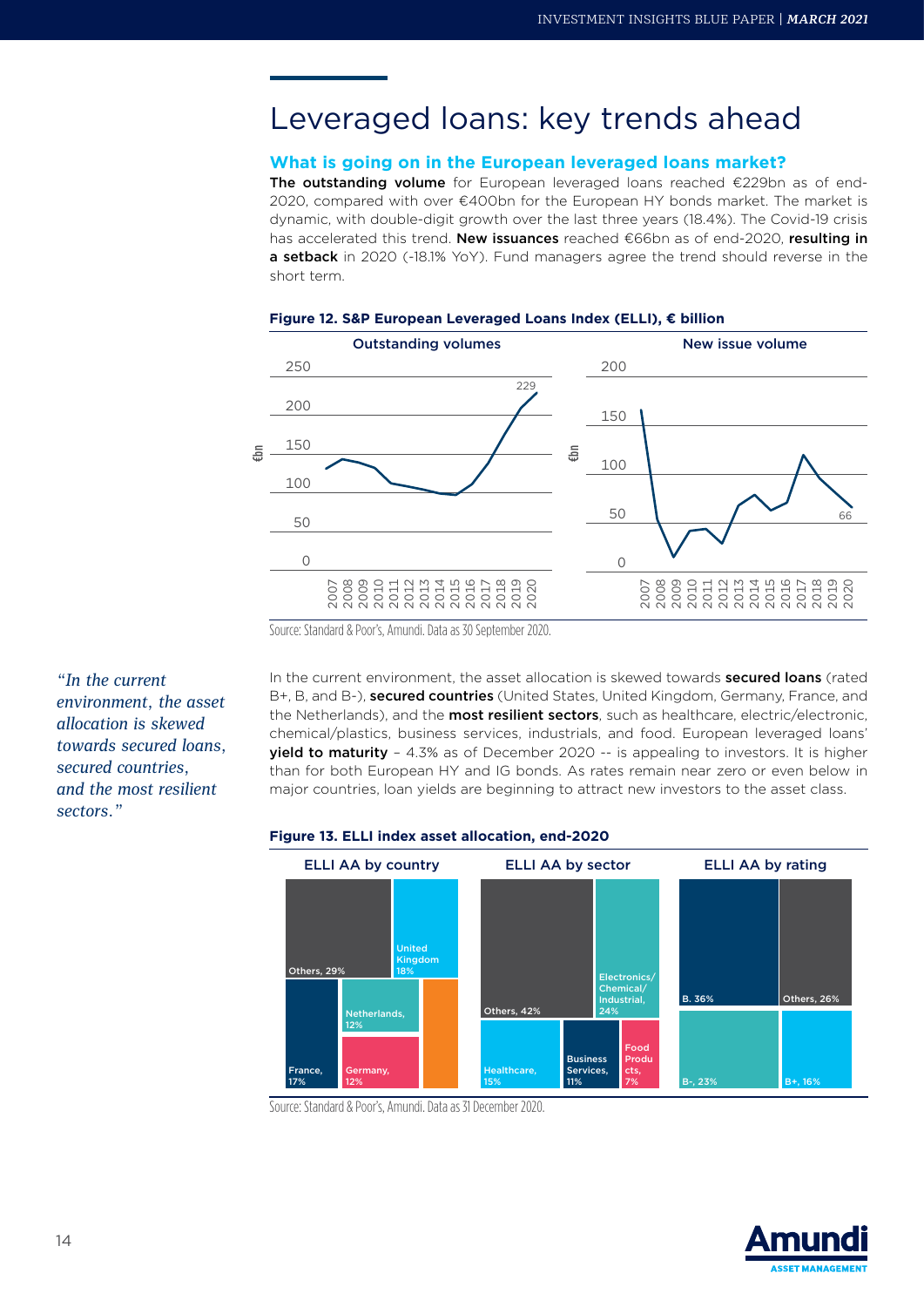# Leveraged loans: key trends ahead

## What is going on in the European leveraged loans market?

**The outstanding volume** for European leveraged loans reached €229bn as of end-2020, compared with over €400bn for the European HY bonds market. The market is dynamic, with double-digit growth over the last three years (18.4%). The Covid-19 crisis has accelerated this trend. **New issuances** reached €66bn as of end-2020, **resulting in a setback** in 2020 (-18.1% YoY). Fund managers agree the trend should reverse in the short term.

**Figure 12. S&P European Leveraged Loans Index (ELLI), € billion**

Source: Standard & Poor's, Amundi. Data as 30 September 2020.

*"In the current environment, the asset allocation is skewed towards secured loans, secured countries, and the most resilient sectors."*

In the current environment, the asset allocation is skewed towards **secured loans** (rated B+, B, and B-), **secured countries** (United States, United Kingdom, Germany, France, and the Netherlands), and the **most resilient sectors**, such as healthcare, electric/electronic, chemical/plastics, business services, industrials, and food. European leveraged loans' **yield to maturity** – 4.3% as of December 2020 -- is appealing to investors. It is higher than for both European HY and IG bonds. As rates remain near zero or even below in major countries, loan yields are beginning to attract new investors to the asset class.

**Figure 13. ELLI index asset allocation, end-2020**

Source: Standard & Poor's, Amundi. Data as 31 December 2020.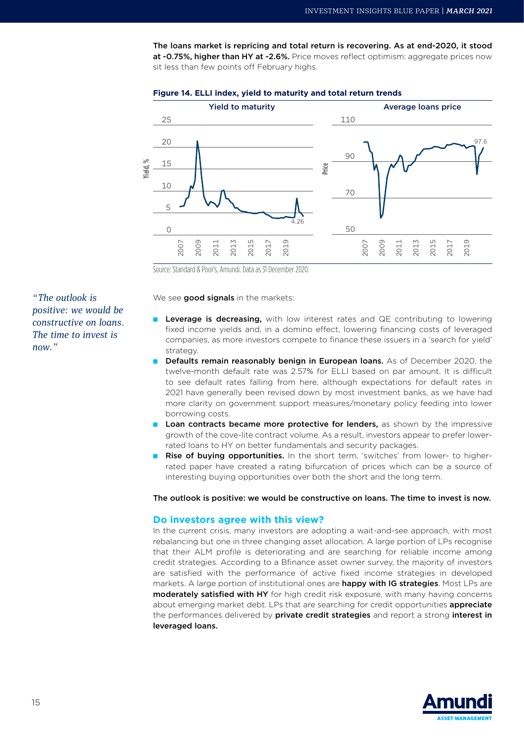**The loans market is repricing and total return is recovering. As at end-2020, it stood at -0.75%, higher than HY at -2.6%.** Price moves reflect optimism: aggregate prices now sit less than few points off February highs.

**Figure 14. ELLI index, yield to maturity and total return trends**

Source: Standard & Poor's, Amundi. Data as 31 December 2020.

*"The outlook is positive: we would be constructive on loans. The time to invest is now."*

We see **good signals** in the markets:

- **Leverage is decreasing,** with low interest rates and QE contributing to lowering fixed income yields and, in a domino effect, lowering financing costs of leveraged companies, as more investors compete to finance these issuers in a 'search for yield' strategy.
- **Defaults remain reasonably benign in European loans.** As of December 2020, the twelve-month default rate was 2.57% for ELLI based on par amount. It is difficult to see default rates falling from here, although expectations for default rates in 2021 have generally been revised down by most investment banks, as we have had more clarity on government support measures/monetary policy feeding into lower borrowing costs.
- **Loan contracts became more protective for lenders,** as shown by the impressive growth of the cove-lite contract volume. As a result, investors appear to prefer lower-rated loans to HY on better fundamentals and security packages.
- **Rise of buying opportunities.** In the short term, 'switches' from lower- to higher-rated paper have created a rating bifurcation of prices which can be a source of interesting buying opportunities over both the short and the long term.

**The outlook is positive: we would be constructive on loans. The time to invest is now.**

## Do investors agree with this view?

In the current crisis, many investors are adopting a wait-and-see approach, with most rebalancing but one in three changing asset allocation. A large portion of LPs recognise that their ALM profile is deteriorating and are searching for reliable income among credit strategies. According to a Bfinance asset owner survey, the majority of investors are satisfied with the performance of active fixed income strategies in developed markets. A large portion of institutional ones are **happy with IG strategies**. Most LPs are **moderately satisfied with HY** for high credit risk exposure, with many having concerns about emerging market debt. LPs that are searching for credit opportunities **appreciate** the performances delivered by **private credit strategies** and report a strong **interest in leveraged loans.**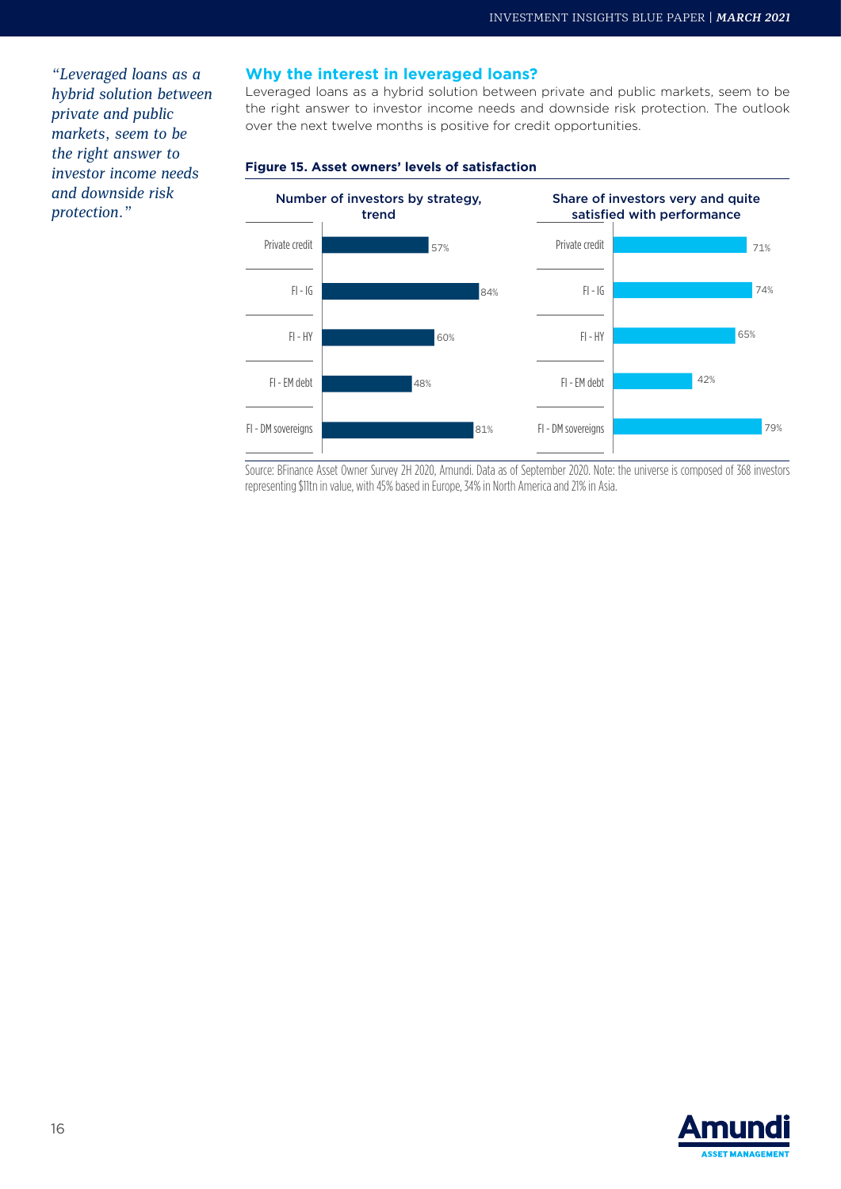*"Leveraged loans as a hybrid solution between private and public markets, seem to be the right answer to investor income needs and downside risk protection."*

## Why the interest in leveraged loans?

Leveraged loans as a hybrid solution between private and public markets, seem to be the right answer to investor income needs and downside risk protection. The outlook over the next twelve months is positive for credit opportunities.

**Figure 15. Asset owners' levels of satisfaction**

| | Number of investors by strategy, trend | Share of investors very and quite satisfied with performance |
|---|---|---|
| Private credit | 57% | 71% |
| FI - IG | 84% | 74% |
| FI - HY | 60% | 65% |
| FI - EM debt | 48% | 42% |
| FI - DM sovereigns | 81% | 79% |

Source: BFinance Asset Owner Survey 2H 2020, Amundi. Data as of September 2020. Note: the universe is composed of 368 investors representing $11tn in value, with 45% based in Europe, 34% in North America and 21% in Asia.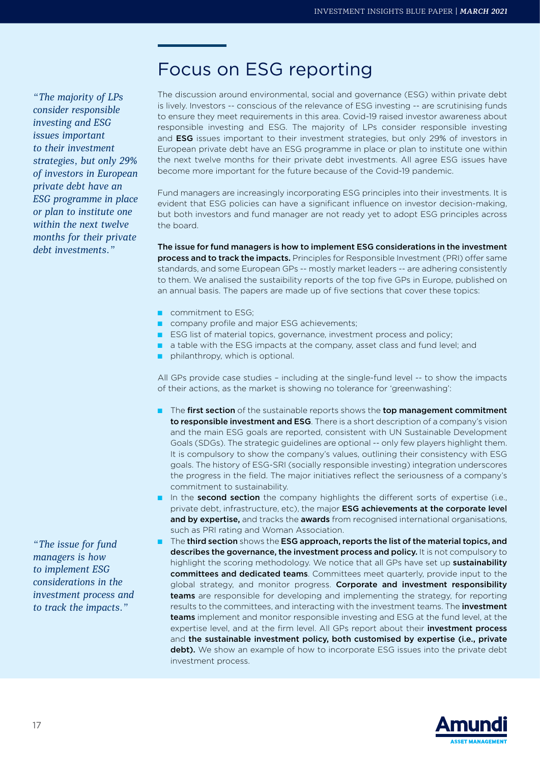# Focus on ESG reporting

*"The majority of LPs consider responsible investing and ESG issues important to their investment strategies, but only 29% of investors in European private debt have an ESG programme in place or plan to institute one within the next twelve months for their private debt investments."*

The discussion around environmental, social and governance (ESG) within private debt is lively. Investors -- conscious of the relevance of ESG investing -- are scrutinising funds to ensure they meet requirements in this area. Covid-19 raised investor awareness about responsible investing and ESG. The majority of LPs consider responsible investing and **ESG** issues important to their investment strategies, but only 29% of investors in European private debt have an ESG programme in place or plan to institute one within the next twelve months for their private debt investments. All agree ESG issues have become more important for the future because of the Covid-19 pandemic.

Fund managers are increasingly incorporating ESG principles into their investments. It is evident that ESG policies can have a significant influence on investor decision-making, but both investors and fund manager are not ready yet to adopt ESG principles across the board.

**The issue for fund managers is how to implement ESG considerations in the investment process and to track the impacts.** Principles for Responsible Investment (PRI) offer same standards, and some European GPs -- mostly market leaders -- are adhering consistently to them. We analised the sustaibility reports of the top five GPs in Europe, published on an annual basis. The papers are made up of five sections that cover these topics:

- commitment to ESG;
- company profile and major ESG achievements;
- ESG list of material topics, governance, investment process and policy;
- a table with the ESG impacts at the company, asset class and fund level; and
- philanthropy, which is optional.

All GPs provide case studies – including at the single-fund level -- to show the impacts of their actions, as the market is showing no tolerance for 'greenwashing':

- The **first section** of the sustainable reports shows the **top management commitment to responsible investment and ESG**. There is a short description of a company's vision and the main ESG goals are reported, consistent with UN Sustainable Development Goals (SDGs). The strategic guidelines are optional -- only few players highlight them. It is compulsory to show the company's values, outlining their consistency with ESG goals. The history of ESG-SRI (socially responsible investing) integration underscores the progress in the field. The major initiatives reflect the seriousness of a company's commitment to sustainability.
- In the **second section** the company highlights the different sorts of expertise (i.e., private debt, infrastructure, etc), the major **ESG achievements at the corporate level and by expertise,** and tracks the **awards** from recognised international organisations, such as PRI rating and Woman Association.
- The **third section** shows the **ESG approach, reports the list of the material topics, and describes the governance, the investment process and policy.** It is not compulsory to highlight the scoring methodology. We notice that all GPs have set up **sustainability committees and dedicated teams**. Committees meet quarterly, provide input to the global strategy, and monitor progress. **Corporate and investment responsibility teams** are responsible for developing and implementing the strategy, for reporting results to the committees, and interacting with the investment teams. The **investment teams** implement and monitor responsible investing and ESG at the fund level, at the expertise level, and at the firm level. All GPs report about their **investment process** and **the sustainable investment policy, both customised by expertise (i.e., private debt).** We show an example of how to incorporate ESG issues into the private debt investment process.

*"The issue for fund managers is how to implement ESG considerations in the investment process and to track the impacts."*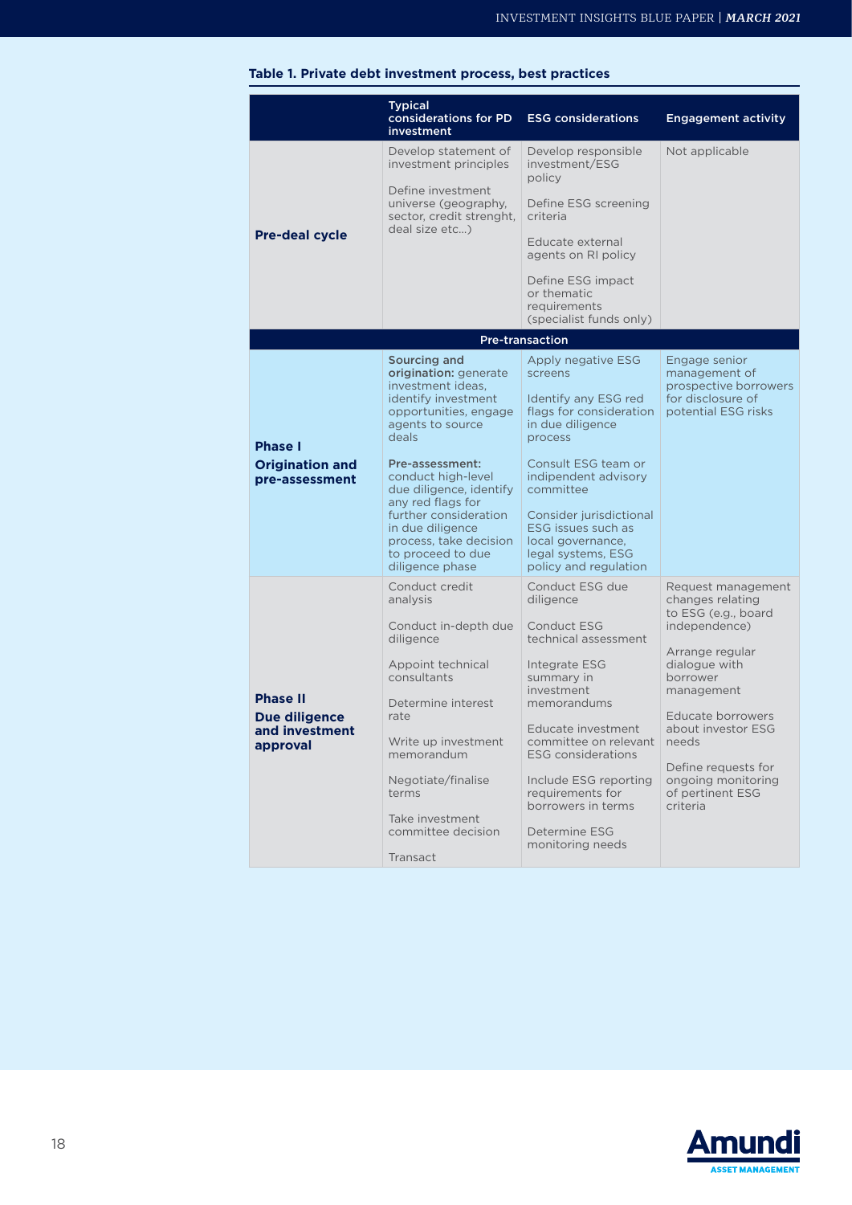**Table 1. Private debt investment process, best practices**

| | Typical considerations for PD investment | ESG considerations | Engagement activity |
|---|---|---|---|
| **Pre-deal cycle** | Develop statement of investment principles<br><br>Define investment universe (geography, sector, credit strenght, deal size etc…) | Develop responsible investment/ESG policy<br><br>Define ESG screening criteria<br><br>Educate external agents on RI policy<br><br>Define ESG impact or thematic requirements (specialist funds only) | Not applicable |
| | | **Pre-transaction** | |
| **Phase I**<br>**Origination and pre-assessment** | **Sourcing and origination:** generate investment ideas, identify investment opportunities, engage agents to source deals<br><br>**Pre-assessment:** conduct high-level due diligence, identify any red flags for further consideration in due diligence process, take decision to proceed to due diligence phase | Apply negative ESG screens<br><br>Identify any ESG red flags for consideration in due diligence process<br><br>Consult ESG team or indipendent advisory committee<br><br>Consider jurisdictional ESG issues such as local governance, legal systems, ESG policy and regulation | Engage senior management of prospective borrowers for disclosure of potential ESG risks |
| **Phase II**<br>**Due diligence and investment approval** | Conduct credit analysis<br><br>Conduct in-depth due diligence<br><br>Appoint technical consultants<br><br>Determine interest rate<br><br>Write up investment memorandum<br><br>Negotiate/finalise terms<br><br>Take investment committee decision<br><br>Transact | Conduct ESG due diligence<br><br>Conduct ESG technical assessment<br><br>Integrate ESG summary in investment memorandums<br><br>Educate investment committee on relevant ESG considerations<br><br>Include ESG reporting requirements for borrowers in terms<br><br>Determine ESG monitoring needs | Request management changes relating to ESG (e.g., board independence)<br><br>Arrange regular dialogue with borrower management<br><br>Educate borrowers about investor ESG needs<br><br>Define requests for ongoing monitoring of pertinent ESG criteria |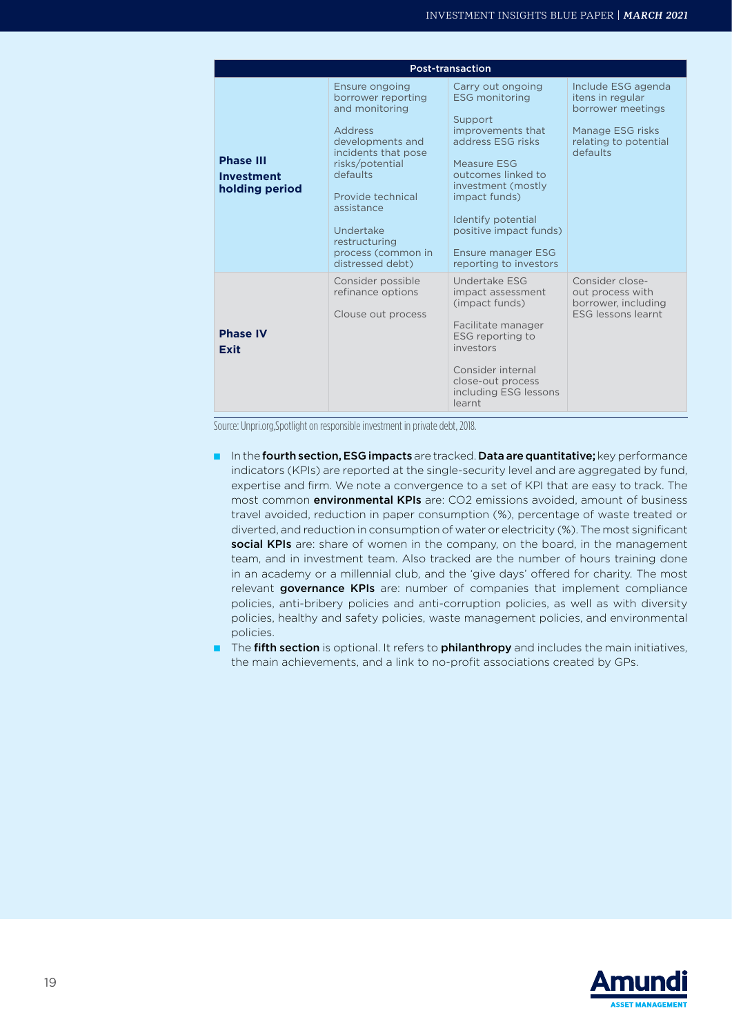| Post-transaction | | | |
|---|---|---|---|
| **Phase III Investment holding period** | Ensure ongoing borrower reporting and monitoring<br><br>Address developments and incidents that pose risks/potential defaults<br><br>Provide technical assistance<br><br>Undertake restructuring process (common in distressed debt) | Carry out ongoing ESG monitoring<br><br>Support improvements that address ESG risks<br><br>Measure ESG outcomes linked to investment (mostly impact funds)<br><br>Identify potential positive impact funds)<br><br>Ensure manager ESG reporting to investors | Include ESG agenda itens in regular borrower meetings<br><br>Manage ESG risks relating to potential defaults |
| **Phase IV Exit** | Consider possible refinance options<br><br>Clouse out process | Undertake ESG impact assessment (impact funds)<br><br>Facilitate manager ESG reporting to investors<br><br>Consider internal close-out process including ESG lessons learnt | Consider close-out process with borrower, including ESG lessons learnt |

Source: Unpri.org,Spotlight on responsible investment in private debt, 2018.

- In the **fourth section, ESG impacts** are tracked. **Data are quantitative;** key performance indicators (KPIs) are reported at the single-security level and are aggregated by fund, expertise and firm. We note a convergence to a set of KPI that are easy to track. The most common **environmental KPIs** are: $CO_2$ emissions avoided, amount of business travel avoided, reduction in paper consumption (%), percentage of waste treated or diverted, and reduction in consumption of water or electricity (%). The most significant **social KPIs** are: share of women in the company, on the board, in the management team, and in investment team. Also tracked are the number of hours training done in an academy or a millennial club, and the 'give days' offered for charity. The most relevant **governance KPIs** are: number of companies that implement compliance policies, anti-bribery policies and anti-corruption policies, as well as with diversity policies, healthy and safety policies, waste management policies, and environmental policies.
- The **fifth section** is optional. It refers to **philanthropy** and includes the main initiatives, the main achievements, and a link to no-profit associations created by GPs.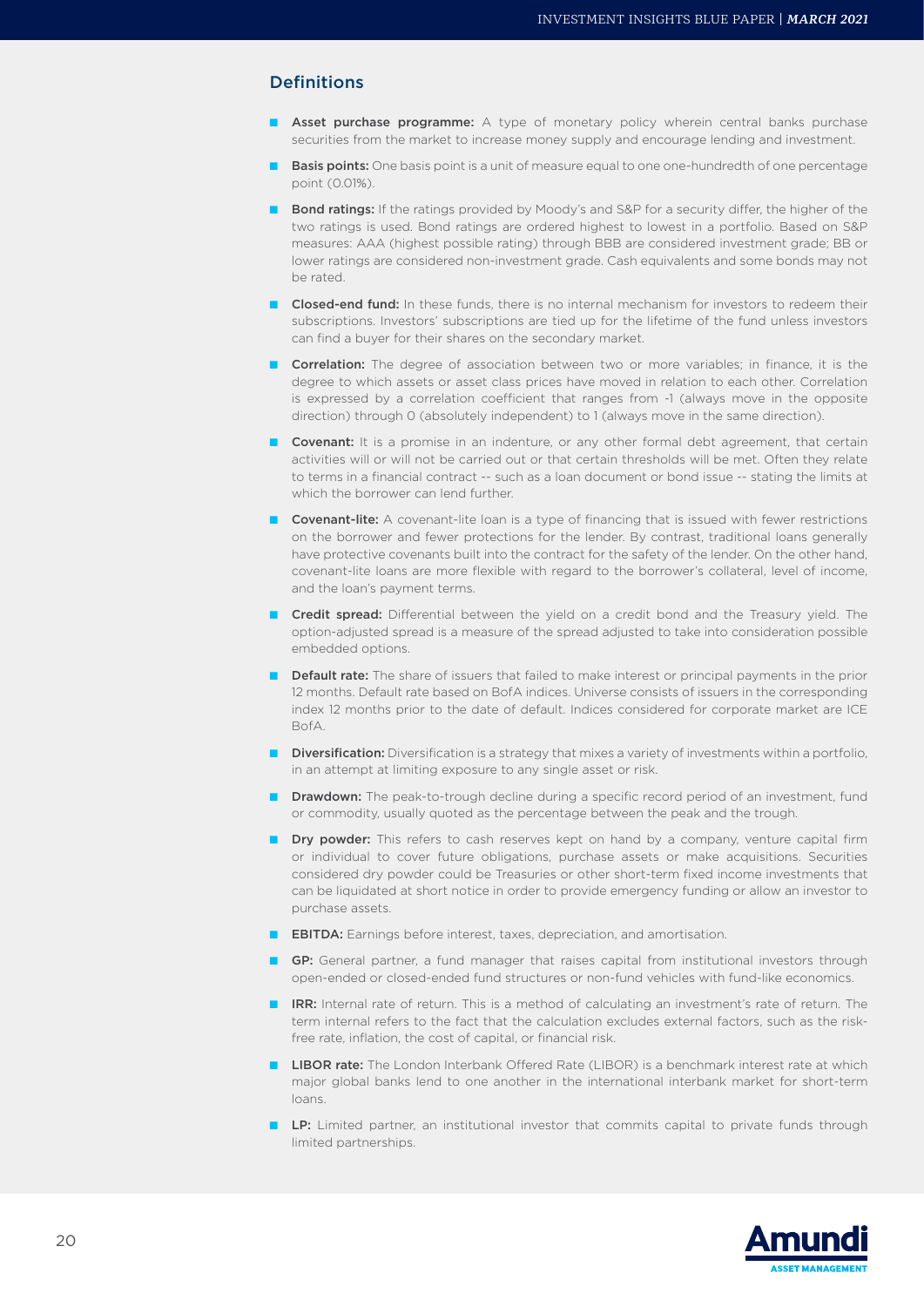## Definitions

- **Asset purchase programme:** A type of monetary policy wherein central banks purchase securities from the market to increase money supply and encourage lending and investment.
- **Basis points:** One basis point is a unit of measure equal to one one-hundredth of one percentage point (0.01%).
- **Bond ratings:** If the ratings provided by Moody's and S&P for a security differ, the higher of the two ratings is used. Bond ratings are ordered highest to lowest in a portfolio. Based on S&P measures: AAA (highest possible rating) through BBB are considered investment grade; BB or lower ratings are considered non-investment grade. Cash equivalents and some bonds may not be rated.
- **Closed-end fund:** In these funds, there is no internal mechanism for investors to redeem their subscriptions. Investors' subscriptions are tied up for the lifetime of the fund unless investors can find a buyer for their shares on the secondary market.
- **Correlation:** The degree of association between two or more variables; in finance, it is the degree to which assets or asset class prices have moved in relation to each other. Correlation is expressed by a correlation coefficient that ranges from -1 (always move in the opposite direction) through 0 (absolutely independent) to 1 (always move in the same direction).
- **Covenant:** It is a promise in an indenture, or any other formal debt agreement, that certain activities will or will not be carried out or that certain thresholds will be met. Often they relate to terms in a financial contract -- such as a loan document or bond issue -- stating the limits at which the borrower can lend further.
- **Covenant-lite:** A covenant-lite loan is a type of financing that is issued with fewer restrictions on the borrower and fewer protections for the lender. By contrast, traditional loans generally have protective covenants built into the contract for the safety of the lender. On the other hand, covenant-lite loans are more flexible with regard to the borrower's collateral, level of income, and the loan's payment terms.
- **Credit spread:** Differential between the yield on a credit bond and the Treasury yield. The option-adjusted spread is a measure of the spread adjusted to take into consideration possible embedded options.
- **Default rate:** The share of issuers that failed to make interest or principal payments in the prior 12 months. Default rate based on BofA indices. Universe consists of issuers in the corresponding index 12 months prior to the date of default. Indices considered for corporate market are ICE BofA.
- **Diversification:** Diversification is a strategy that mixes a variety of investments within a portfolio, in an attempt at limiting exposure to any single asset or risk.
- **Drawdown:** The peak-to-trough decline during a specific record period of an investment, fund or commodity, usually quoted as the percentage between the peak and the trough.
- **Dry powder:** This refers to cash reserves kept on hand by a company, venture capital firm or individual to cover future obligations, purchase assets or make acquisitions. Securities considered dry powder could be Treasuries or other short-term fixed income investments that can be liquidated at short notice in order to provide emergency funding or allow an investor to purchase assets.
- **EBITDA:** Earnings before interest, taxes, depreciation, and amortisation.
- **GP:** General partner, a fund manager that raises capital from institutional investors through open-ended or closed-ended fund structures or non-fund vehicles with fund-like economics.
- **IRR:** Internal rate of return. This is a method of calculating an investment's rate of return. The term internal refers to the fact that the calculation excludes external factors, such as the risk-free rate, inflation, the cost of capital, or financial risk.
- **LIBOR rate:** The London Interbank Offered Rate (LIBOR) is a benchmark interest rate at which major global banks lend to one another in the international interbank market for short-term loans.
- **LP:** Limited partner, an institutional investor that commits capital to private funds through limited partnerships.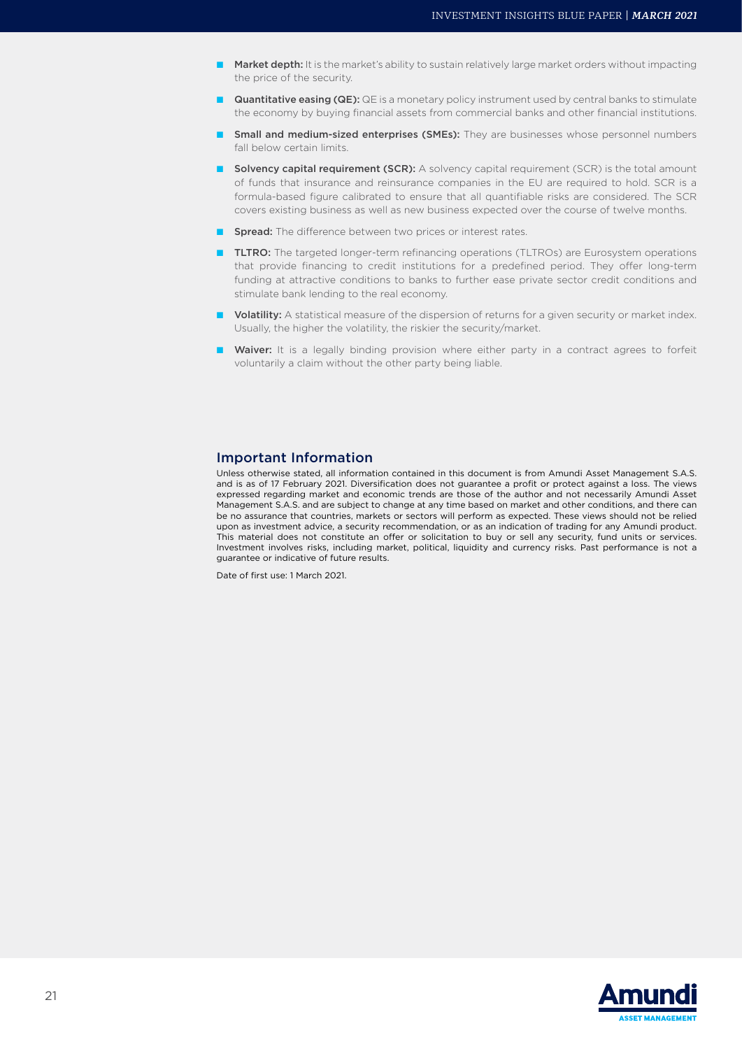- **Market depth:** It is the market's ability to sustain relatively large market orders without impacting the price of the security.
- **Quantitative easing (QE):** QE is a monetary policy instrument used by central banks to stimulate the economy by buying financial assets from commercial banks and other financial institutions.
- **Small and medium-sized enterprises (SMEs):** They are businesses whose personnel numbers fall below certain limits.
- **Solvency capital requirement (SCR):** A solvency capital requirement (SCR) is the total amount of funds that insurance and reinsurance companies in the EU are required to hold. SCR is a formula-based figure calibrated to ensure that all quantifiable risks are considered. The SCR covers existing business as well as new business expected over the course of twelve months.
- **Spread:** The difference between two prices or interest rates.
- **TLTRO:** The targeted longer-term refinancing operations (TLTROs) are Eurosystem operations that provide financing to credit institutions for a predefined period. They offer long-term funding at attractive conditions to banks to further ease private sector credit conditions and stimulate bank lending to the real economy.
- **Volatility:** A statistical measure of the dispersion of returns for a given security or market index. Usually, the higher the volatility, the riskier the security/market.
- **Waiver:** It is a legally binding provision where either party in a contract agrees to forfeit voluntarily a claim without the other party being liable.

## Important Information

Unless otherwise stated, all information contained in this document is from Amundi Asset Management S.A.S. and is as of 17 February 2021. Diversification does not guarantee a profit or protect against a loss. The views expressed regarding market and economic trends are those of the author and not necessarily Amundi Asset Management S.A.S. and are subject to change at any time based on market and other conditions, and there can be no assurance that countries, markets or sectors will perform as expected. These views should not be relied upon as investment advice, a security recommendation, or as an indication of trading for any Amundi product. This material does not constitute an offer or solicitation to buy or sell any security, fund units or services. Investment involves risks, including market, political, liquidity and currency risks. Past performance is not a guarantee or indicative of future results.

Date of first use: 1 March 2021.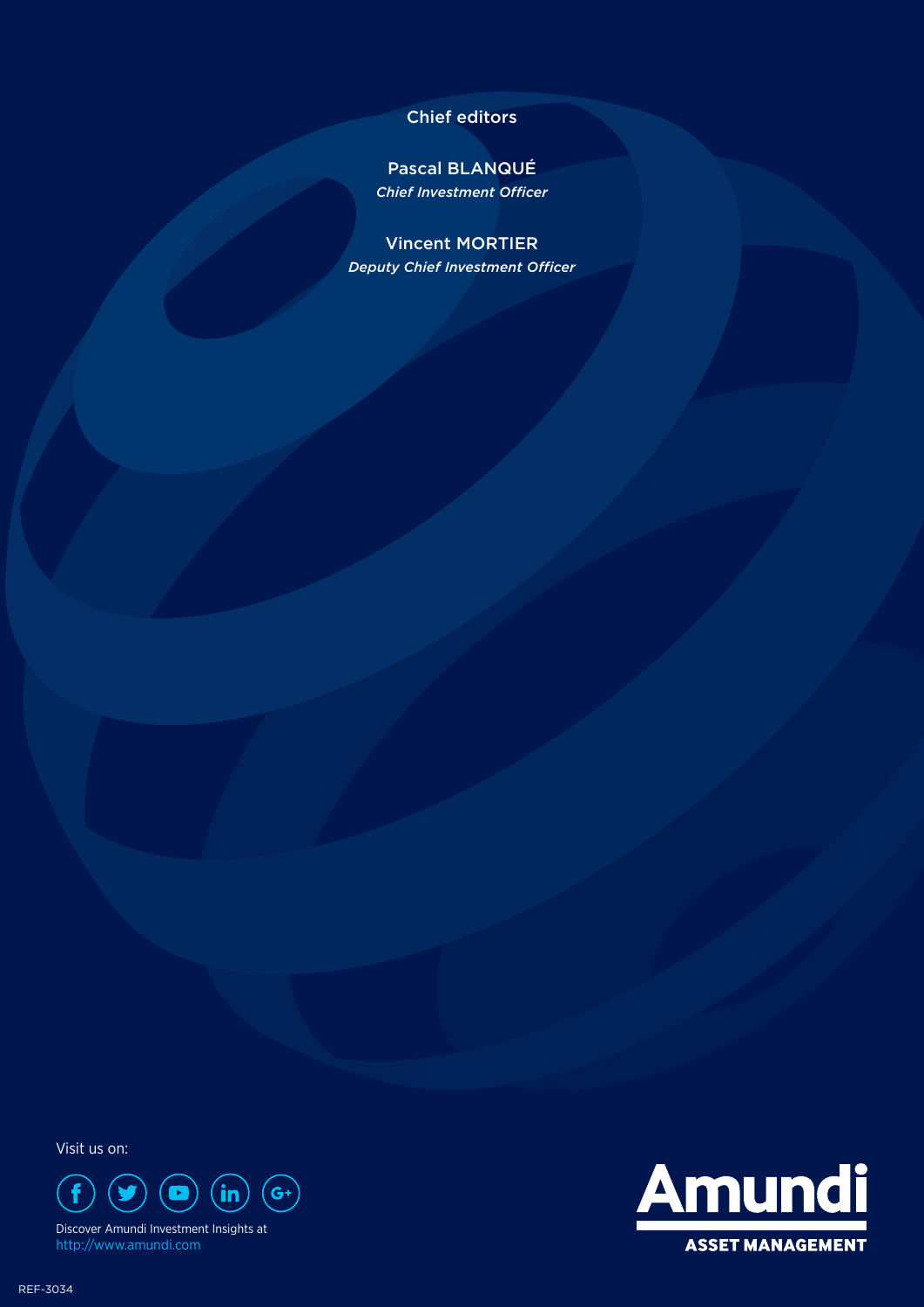Chief editors

Pascal BLANQUÉ
*Chief Investment Officer*

Vincent MORTIER
*Deputy Chief Investment Officer*

Visit us on:

Discover Amundi Investment Insights at
http://www.amundi.com

Amundi
ASSET MANAGEMENT

REF-3034